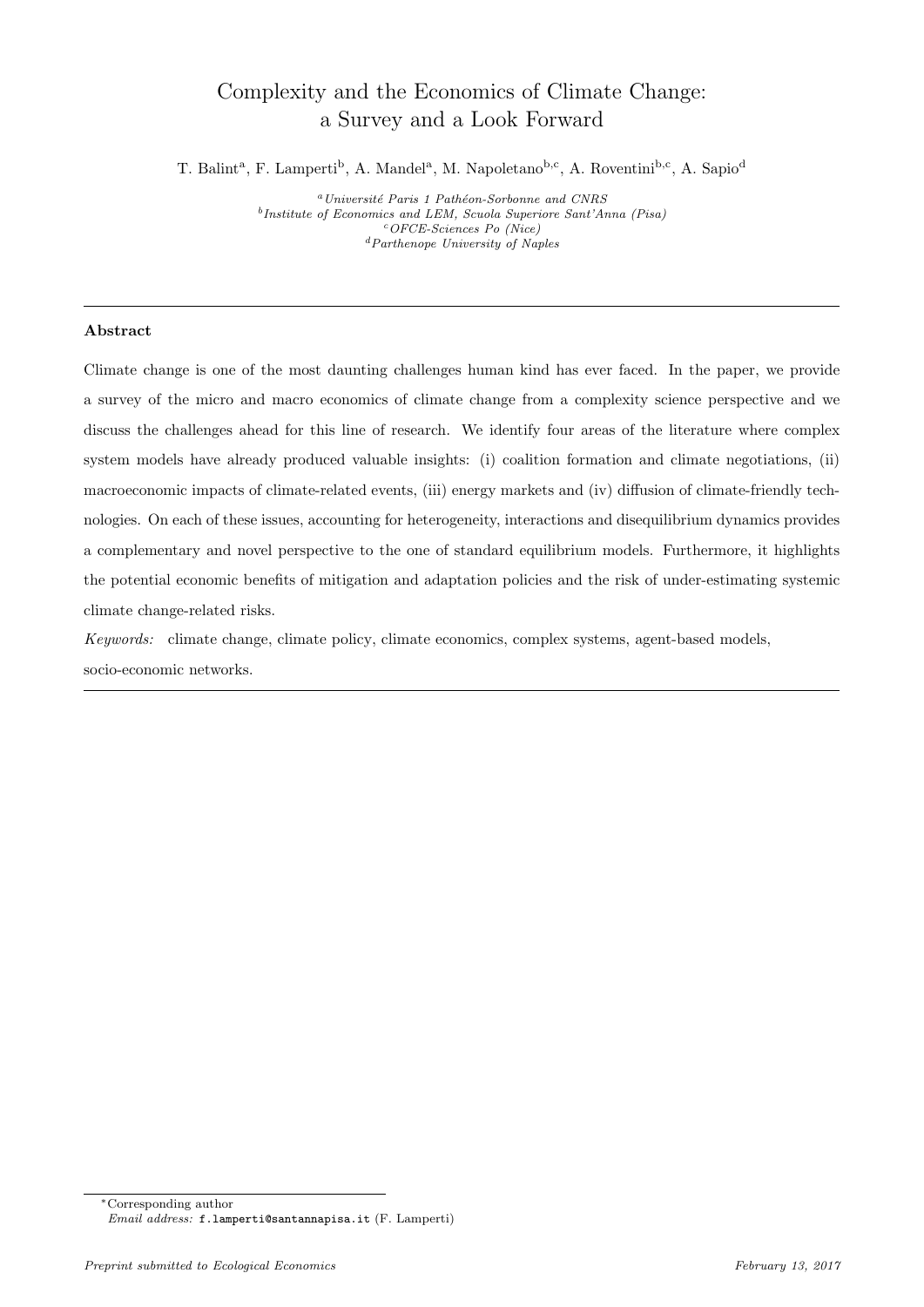# Complexity and the Economics of Climate Change: a Survey and a Look Forward

T. Balint[a], F. Lamperti[b], A. Mandel[a], M. Napoletano[b,c], A. Roventini[b,c], A. Sapio[d]

[a] *Université Paris 1 Pathéon-Sorbonne and CNRS*
[b] *Institute of Economics and LEM, Scuola Superiore Sant'Anna (Pisa)*
[c] *OFCE-Sciences Po (Nice)*
[d] *Parthenope University of Naples*

---

### Abstract

Climate change is one of the most daunting challenges human kind has ever faced. In the paper, we provide a survey of the micro and macro economics of climate change from a complexity science perspective and we discuss the challenges ahead for this line of research. We identify four areas of the literature where complex system models have already produced valuable insights: (i) coalition formation and climate negotiations, (ii) macroeconomic impacts of climate-related events, (iii) energy markets and (iv) diffusion of climate-friendly technologies. On each of these issues, accounting for heterogeneity, interactions and disequilibrium dynamics provides a complementary and novel perspective to the one of standard equilibrium models. Furthermore, it highlights the potential economic benefits of mitigation and adaptation policies and the risk of under-estimating systemic climate change-related risks.

*Keywords:* climate change, climate policy, climate economics, complex systems, agent-based models, socio-economic networks.

---

*Corresponding author
*Email address:* f.lamperti@santannapisa.it (F. Lamperti)

*Preprint submitted to Ecological Economics* *February 13, 2017*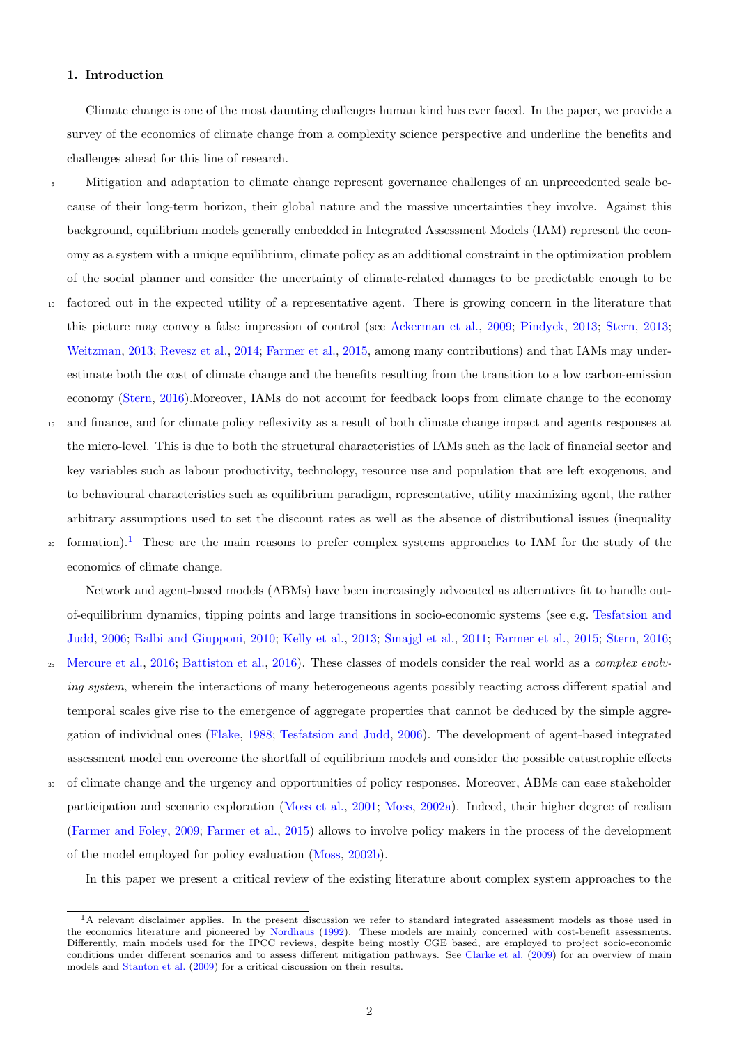## 1. Introduction

Climate change is one of the most daunting challenges human kind has ever faced. In the paper, we provide a survey of the economics of climate change from a complexity science perspective and underline the benefits and challenges ahead for this line of research.

Mitigation and adaptation to climate change represent governance challenges of an unprecedented scale because of their long-term horizon, their global nature and the massive uncertainties they involve. Against this background, equilibrium models generally embedded in Integrated Assessment Models (IAM) represent the economy as a system with a unique equilibrium, climate policy as an additional constraint in the optimization problem of the social planner and consider the uncertainty of climate-related damages to be predictable enough to be factored out in the expected utility of a representative agent. There is growing concern in the literature that this picture may convey a false impression of control (see Ackerman et al., 2009; Pindyck, 2013; Stern, 2013; Weitzman, 2013; Revesz et al., 2014; Farmer et al., 2015, among many contributions) and that IAMs may underestimate both the cost of climate change and the benefits resulting from the transition to a low carbon-emission economy (Stern, 2016).Moreover, IAMs do not account for feedback loops from climate change to the economy and finance, and for climate policy reflexivity as a result of both climate change impact and agents responses at the micro-level. This is due to both the structural characteristics of IAMs such as the lack of financial sector and key variables such as labour productivity, technology, resource use and population that are left exogenous, and to behavioural characteristics such as equilibrium paradigm, representative, utility maximizing agent, the rather arbitrary assumptions used to set the discount rates as well as the absence of distributional issues (inequality formation).[1] These are the main reasons to prefer complex systems approaches to IAM for the study of the economics of climate change.

Network and agent-based models (ABMs) have been increasingly advocated as alternatives fit to handle out-of-equilibrium dynamics, tipping points and large transitions in socio-economic systems (see e.g. Tesfatsion and Judd, 2006; Balbi and Giupponi, 2010; Kelly et al., 2013; Smajgl et al., 2011; Farmer et al., 2015; Stern, 2016; Mercure et al., 2016; Battiston et al., 2016). These classes of models consider the real world as a *complex evolving system*, wherein the interactions of many heterogeneous agents possibly reacting across different spatial and temporal scales give rise to the emergence of aggregate properties that cannot be deduced by the simple aggregation of individual ones (Flake, 1988; Tesfatsion and Judd, 2006). The development of agent-based integrated assessment model can overcome the shortfall of equilibrium models and consider the possible catastrophic effects of climate change and the urgency and opportunities of policy responses. Moreover, ABMs can ease stakeholder participation and scenario exploration (Moss et al., 2001; Moss, 2002a). Indeed, their higher degree of realism (Farmer and Foley, 2009; Farmer et al., 2015) allows to involve policy makers in the process of the development of the model employed for policy evaluation (Moss, 2002b).

In this paper we present a critical review of the existing literature about complex system approaches to the

[1] A relevant disclaimer applies. In the present discussion we refer to standard integrated assessment models as those used in the economics literature and pioneered by Nordhaus (1992). These models are mainly concerned with cost-benefit assessments. Differently, main models used for the IPCC reviews, despite being mostly CGE based, are employed to project socio-economic conditions under different scenarios and to assess different mitigation pathways. See Clarke et al. (2009) for an overview of main models and Stanton et al. (2009) for a critical discussion on their results.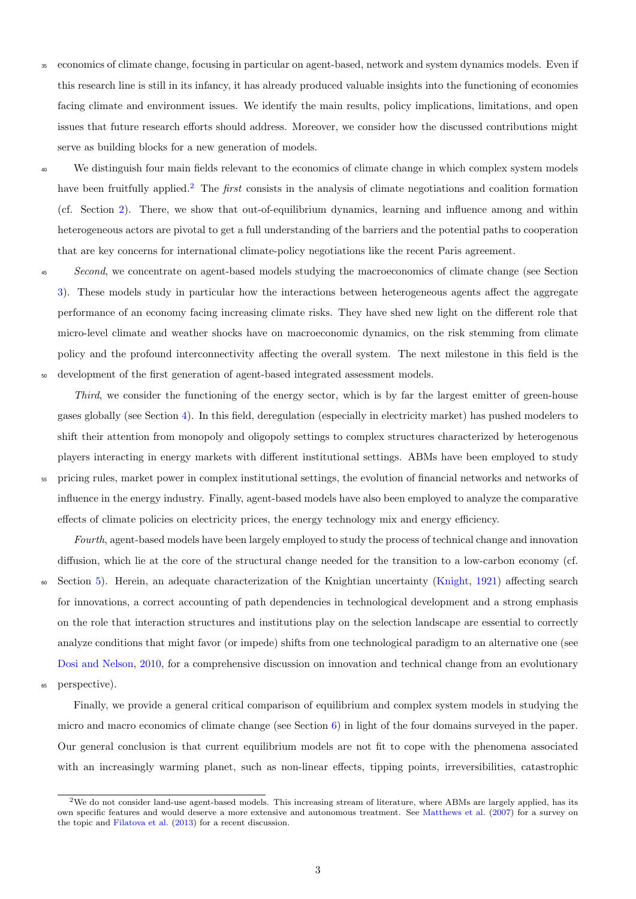economics of climate change, focusing in particular on agent-based, network and system dynamics models. Even if this research line is still in its infancy, it has already produced valuable insights into the functioning of economies facing climate and environment issues. We identify the main results, policy implications, limitations, and open issues that future research efforts should address. Moreover, we consider how the discussed contributions might serve as building blocks for a new generation of models.

We distinguish four main fields relevant to the economics of climate change in which complex system models have been fruitfully applied.[2] The *first* consists in the analysis of climate negotiations and coalition formation (cf. Section 2). There, we show that out-of-equilibrium dynamics, learning and influence among and within heterogeneous actors are pivotal to get a full understanding of the barriers and the potential paths to cooperation that are key concerns for international climate-policy negotiations like the recent Paris agreement.

*Second*, we concentrate on agent-based models studying the macroeconomics of climate change (see Section 3). These models study in particular how the interactions between heterogeneous agents affect the aggregate performance of an economy facing increasing climate risks. They have shed new light on the different role that micro-level climate and weather shocks have on macroeconomic dynamics, on the risk stemming from climate policy and the profound interconnectivity affecting the overall system. The next milestone in this field is the development of the first generation of agent-based integrated assessment models.

*Third*, we consider the functioning of the energy sector, which is by far the largest emitter of green-house gases globally (see Section 4). In this field, deregulation (especially in electricity market) has pushed modelers to shift their attention from monopoly and oligopoly settings to complex structures characterized by heterogenous players interacting in energy markets with different institutional settings. ABMs have been employed to study pricing rules, market power in complex institutional settings, the evolution of financial networks and networks of influence in the energy industry. Finally, agent-based models have also been employed to analyze the comparative effects of climate policies on electricity prices, the energy technology mix and energy efficiency.

*Fourth*, agent-based models have been largely employed to study the process of technical change and innovation diffusion, which lie at the core of the structural change needed for the transition to a low-carbon economy (cf. Section 5). Herein, an adequate characterization of the Knightian uncertainty (Knight, 1921) affecting search for innovations, a correct accounting of path dependencies in technological development and a strong emphasis on the role that interaction structures and institutions play on the selection landscape are essential to correctly analyze conditions that might favor (or impede) shifts from one technological paradigm to an alternative one (see Dosi and Nelson, 2010, for a comprehensive discussion on innovation and technical change from an evolutionary perspective).

Finally, we provide a general critical comparison of equilibrium and complex system models in studying the micro and macro economics of climate change (see Section 6) in light of the four domains surveyed in the paper. Our general conclusion is that current equilibrium models are not fit to cope with the phenomena associated with an increasingly warming planet, such as non-linear effects, tipping points, irreversibilities, catastrophic

[2] We do not consider land-use agent-based models. This increasing stream of literature, where ABMs are largely applied, has its own specific features and would deserve a more extensive and autonomous treatment. See Matthews et al. (2007) for a survey on the topic and Filatova et al. (2013) for a recent discussion.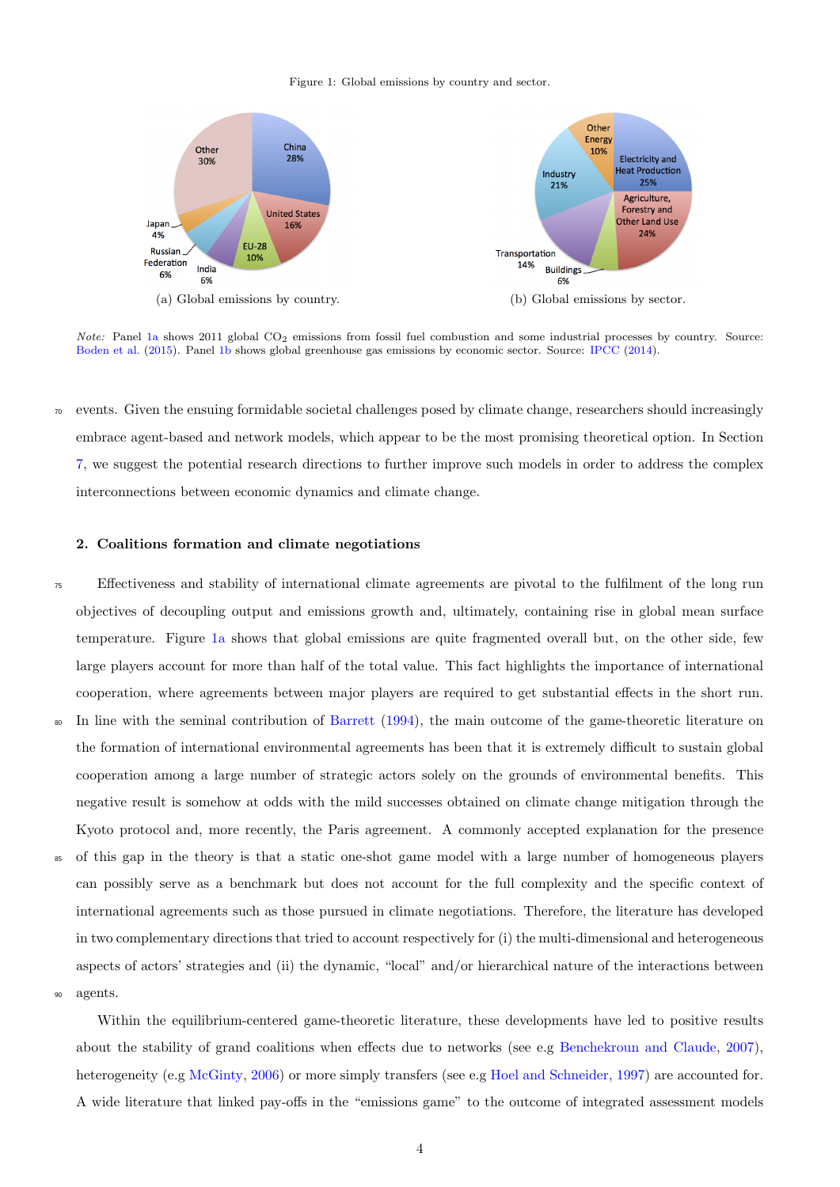Figure 1: Global emissions by country and sector.

(a) Global emissions by country.

(b) Global emissions by sector.

*Note:* Panel 1a shows 2011 global $CO_2$ emissions from fossil fuel combustion and some industrial processes by country. Source: Boden et al. (2015). Panel 1b shows global greenhouse gas emissions by economic sector. Source: IPCC (2014).

events. Given the ensuing formidable societal challenges posed by climate change, researchers should increasingly embrace agent-based and network models, which appear to be the most promising theoretical option. In Section 7, we suggest the potential research directions to further improve such models in order to address the complex interconnections between economic dynamics and climate change.

## 2. Coalitions formation and climate negotiations

Effectiveness and stability of international climate agreements are pivotal to the fulfilment of the long run objectives of decoupling output and emissions growth and, ultimately, containing rise in global mean surface temperature. Figure 1a shows that global emissions are quite fragmented overall but, on the other side, few large players account for more than half of the total value. This fact highlights the importance of international cooperation, where agreements between major players are required to get substantial effects in the short run. In line with the seminal contribution of Barrett (1994), the main outcome of the game-theoretic literature on the formation of international environmental agreements has been that it is extremely difficult to sustain global cooperation among a large number of strategic actors solely on the grounds of environmental benefits. This negative result is somehow at odds with the mild successes obtained on climate change mitigation through the Kyoto protocol and, more recently, the Paris agreement. A commonly accepted explanation for the presence of this gap in the theory is that a static one-shot game model with a large number of homogeneous players can possibly serve as a benchmark but does not account for the full complexity and the specific context of international agreements such as those pursued in climate negotiations. Therefore, the literature has developed in two complementary directions that tried to account respectively for (i) the multi-dimensional and heterogeneous aspects of actors' strategies and (ii) the dynamic, "local" and/or hierarchical nature of the interactions between agents.

Within the equilibrium-centered game-theoretic literature, these developments have led to positive results about the stability of grand coalitions when effects due to networks (see e.g Benchekroun and Claude, 2007), heterogeneity (e.g McGinty, 2006) or more simply transfers (see e.g Hoel and Schneider, 1997) are accounted for. A wide literature that linked pay-offs in the "emissions game" to the outcome of integrated assessment models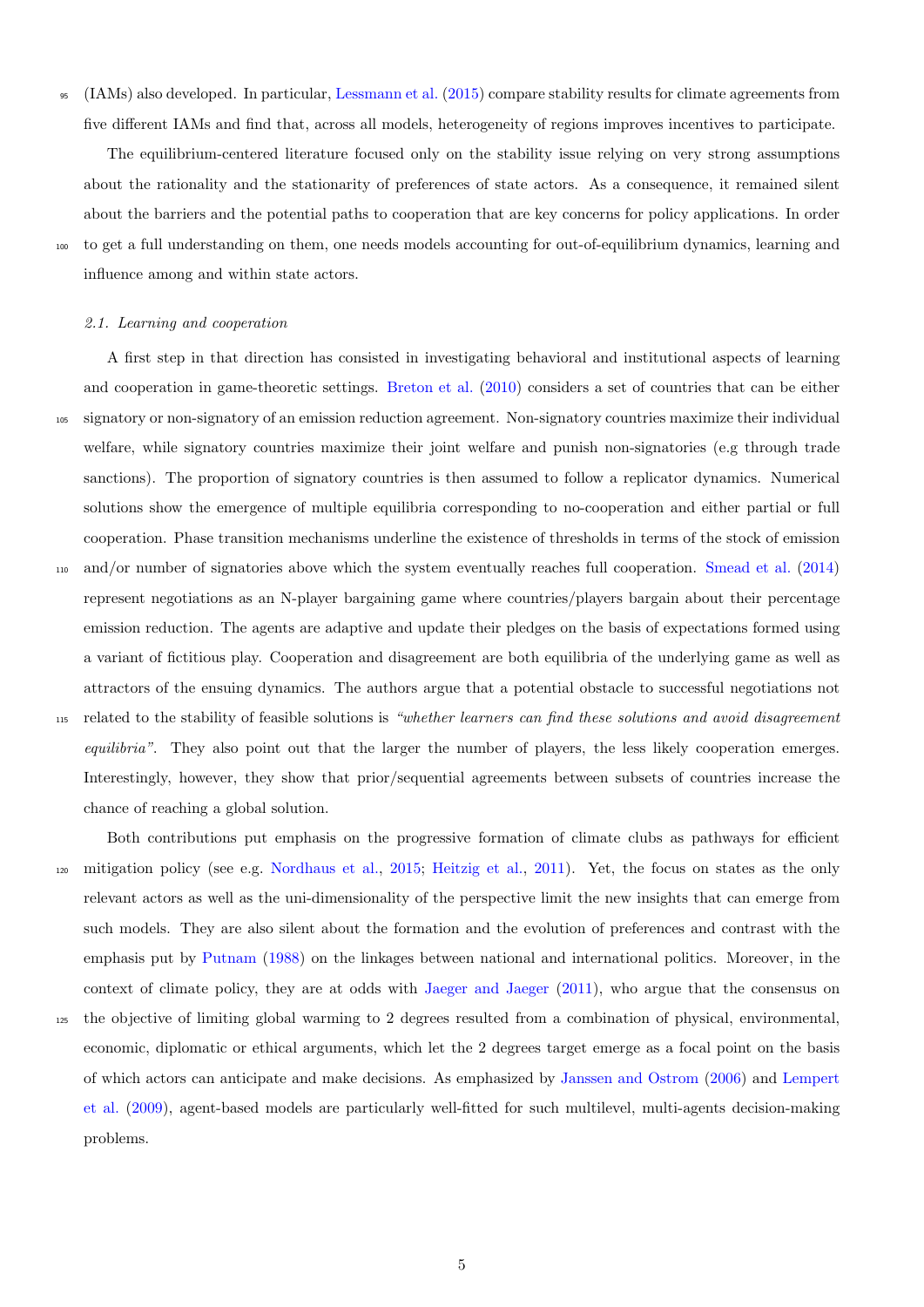(IAMs) also developed. In particular, Lessmann et al. (2015) compare stability results for climate agreements from five different IAMs and find that, across all models, heterogeneity of regions improves incentives to participate.

The equilibrium-centered literature focused only on the stability issue relying on very strong assumptions about the rationality and the stationarity of preferences of state actors. As a consequence, it remained silent about the barriers and the potential paths to cooperation that are key concerns for policy applications. In order to get a full understanding on them, one needs models accounting for out-of-equilibrium dynamics, learning and influence among and within state actors.

### 2.1. Learning and cooperation

A first step in that direction has consisted in investigating behavioral and institutional aspects of learning and cooperation in game-theoretic settings. Breton et al. (2010) considers a set of countries that can be either signatory or non-signatory of an emission reduction agreement. Non-signatory countries maximize their individual welfare, while signatory countries maximize their joint welfare and punish non-signatories (e.g through trade sanctions). The proportion of signatory countries is then assumed to follow a replicator dynamics. Numerical solutions show the emergence of multiple equilibria corresponding to no-cooperation and either partial or full cooperation. Phase transition mechanisms underline the existence of thresholds in terms of the stock of emission and/or number of signatories above which the system eventually reaches full cooperation. Smead et al. (2014) represent negotiations as an N-player bargaining game where countries/players bargain about their percentage emission reduction. The agents are adaptive and update their pledges on the basis of expectations formed using a variant of fictitious play. Cooperation and disagreement are both equilibria of the underlying game as well as attractors of the ensuing dynamics. The authors argue that a potential obstacle to successful negotiations not related to the stability of feasible solutions is *"whether learners can find these solutions and avoid disagreement equilibria"*. They also point out that the larger the number of players, the less likely cooperation emerges. Interestingly, however, they show that prior/sequential agreements between subsets of countries increase the chance of reaching a global solution.

Both contributions put emphasis on the progressive formation of climate clubs as pathways for efficient mitigation policy (see e.g. Nordhaus et al., 2015; Heitzig et al., 2011). Yet, the focus on states as the only relevant actors as well as the uni-dimensionality of the perspective limit the new insights that can emerge from such models. They are also silent about the formation and the evolution of preferences and contrast with the emphasis put by Putnam (1988) on the linkages between national and international politics. Moreover, in the context of climate policy, they are at odds with Jaeger and Jaeger (2011), who argue that the consensus on the objective of limiting global warming to 2 degrees resulted from a combination of physical, environmental, economic, diplomatic or ethical arguments, which let the 2 degrees target emerge as a focal point on the basis of which actors can anticipate and make decisions. As emphasized by Janssen and Ostrom (2006) and Lempert et al. (2009), agent-based models are particularly well-fitted for such multilevel, multi-agents decision-making problems.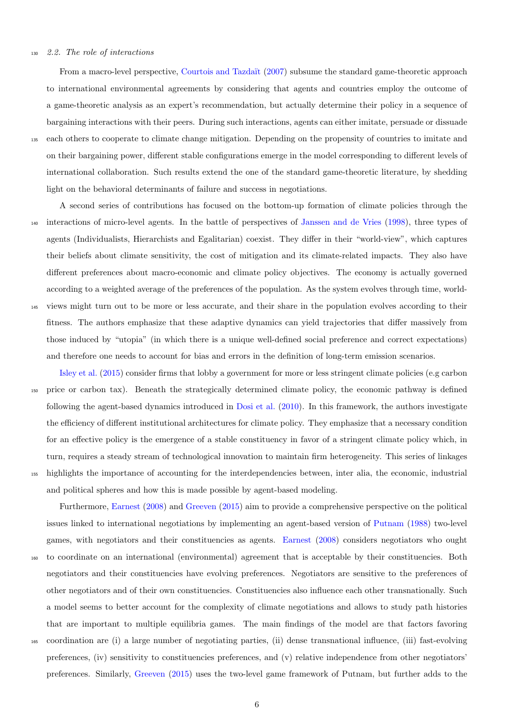### 2.2. The role of interactions

From a macro-level perspective, Courtois and Tazdaït (2007) subsume the standard game-theoretic approach to international environmental agreements by considering that agents and countries employ the outcome of a game-theoretic analysis as an expert's recommendation, but actually determine their policy in a sequence of bargaining interactions with their peers. During such interactions, agents can either imitate, persuade or dissuade each others to cooperate to climate change mitigation. Depending on the propensity of countries to imitate and on their bargaining power, different stable configurations emerge in the model corresponding to different levels of international collaboration. Such results extend the one of the standard game-theoretic literature, by shedding light on the behavioral determinants of failure and success in negotiations.

A second series of contributions has focused on the bottom-up formation of climate policies through the interactions of micro-level agents. In the battle of perspectives of Janssen and de Vries (1998), three types of agents (Individualists, Hierarchists and Egalitarian) coexist. They differ in their "world-view", which captures their beliefs about climate sensitivity, the cost of mitigation and its climate-related impacts. They also have different preferences about macro-economic and climate policy objectives. The economy is actually governed according to a weighted average of the preferences of the population. As the system evolves through time, world-views might turn out to be more or less accurate, and their share in the population evolves according to their fitness. The authors emphasize that these adaptive dynamics can yield trajectories that differ massively from those induced by "utopia" (in which there is a unique well-defined social preference and correct expectations) and therefore one needs to account for bias and errors in the definition of long-term emission scenarios.

Isley et al. (2015) consider firms that lobby a government for more or less stringent climate policies (e.g carbon price or carbon tax). Beneath the strategically determined climate policy, the economic pathway is defined following the agent-based dynamics introduced in Dosi et al. (2010). In this framework, the authors investigate the efficiency of different institutional architectures for climate policy. They emphasize that a necessary condition for an effective policy is the emergence of a stable constituency in favor of a stringent climate policy which, in turn, requires a steady stream of technological innovation to maintain firm heterogeneity. This series of linkages highlights the importance of accounting for the interdependencies between, inter alia, the economic, industrial and political spheres and how this is made possible by agent-based modeling.

Furthermore, Earnest (2008) and Greeven (2015) aim to provide a comprehensive perspective on the political issues linked to international negotiations by implementing an agent-based version of Putnam (1988) two-level games, with negotiators and their constituencies as agents. Earnest (2008) considers negotiators who ought to coordinate on an international (environmental) agreement that is acceptable by their constituencies. Both negotiators and their constituencies have evolving preferences. Negotiators are sensitive to the preferences of other negotiators and of their own constituencies. Constituencies also influence each other transnationally. Such a model seems to better account for the complexity of climate negotiations and allows to study path histories that are important to multiple equilibria games. The main findings of the model are that factors favoring coordination are (i) a large number of negotiating parties, (ii) dense transnational influence, (iii) fast-evolving preferences, (iv) sensitivity to constituencies preferences, and (v) relative independence from other negotiators' preferences. Similarly, Greeven (2015) uses the two-level game framework of Putnam, but further adds to the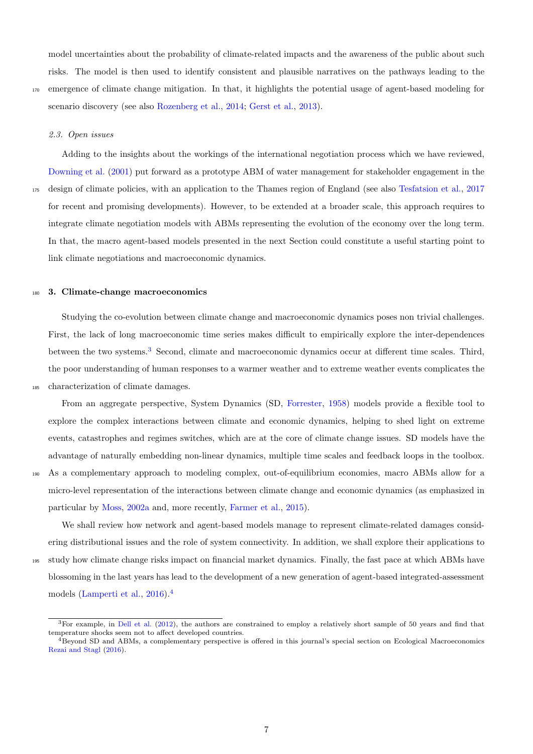model uncertainties about the probability of climate-related impacts and the awareness of the public about such risks. The model is then used to identify consistent and plausible narratives on the pathways leading to the emergence of climate change mitigation. In that, it highlights the potential usage of agent-based modeling for scenario discovery (see also Rozenberg et al., 2014; Gerst et al., 2013).

### 2.3. Open issues

Adding to the insights about the workings of the international negotiation process which we have reviewed, Downing et al. (2001) put forward as a prototype ABM of water management for stakeholder engagement in the design of climate policies, with an application to the Thames region of England (see also Tesfatsion et al., 2017 for recent and promising developments). However, to be extended at a broader scale, this approach requires to integrate climate negotiation models with ABMs representing the evolution of the economy over the long term. In that, the macro agent-based models presented in the next Section could constitute a useful starting point to link climate negotiations and macroeconomic dynamics.

## 3. Climate-change macroeconomics

Studying the co-evolution between climate change and macroeconomic dynamics poses non trivial challenges. First, the lack of long macroeconomic time series makes difficult to empirically explore the inter-dependences between the two systems.[3] Second, climate and macroeconomic dynamics occur at different time scales. Third, the poor understanding of human responses to a warmer weather and to extreme weather events complicates the characterization of climate damages.

From an aggregate perspective, System Dynamics (SD, Forrester, 1958) models provide a flexible tool to explore the complex interactions between climate and economic dynamics, helping to shed light on extreme events, catastrophes and regimes switches, which are at the core of climate change issues. SD models have the advantage of naturally embedding non-linear dynamics, multiple time scales and feedback loops in the toolbox. As a complementary approach to modeling complex, out-of-equilibrium economies, macro ABMs allow for a micro-level representation of the interactions between climate change and economic dynamics (as emphasized in particular by Moss, 2002a and, more recently, Farmer et al., 2015).

We shall review how network and agent-based models manage to represent climate-related damages considering distributional issues and the role of system connectivity. In addition, we shall explore their applications to study how climate change risks impact on financial market dynamics. Finally, the fast pace at which ABMs have blossoming in the last years has lead to the development of a new generation of agent-based integrated-assessment models (Lamperti et al., 2016).[4]

---

[3] For example, in Dell et al. (2012), the authors are constrained to employ a relatively short sample of 50 years and find that temperature shocks seem not to affect developed countries.

[4] Beyond SD and ABMs, a complementary perspective is offered in this journal's special section on Ecological Macroeconomics Rezai and Stagl (2016).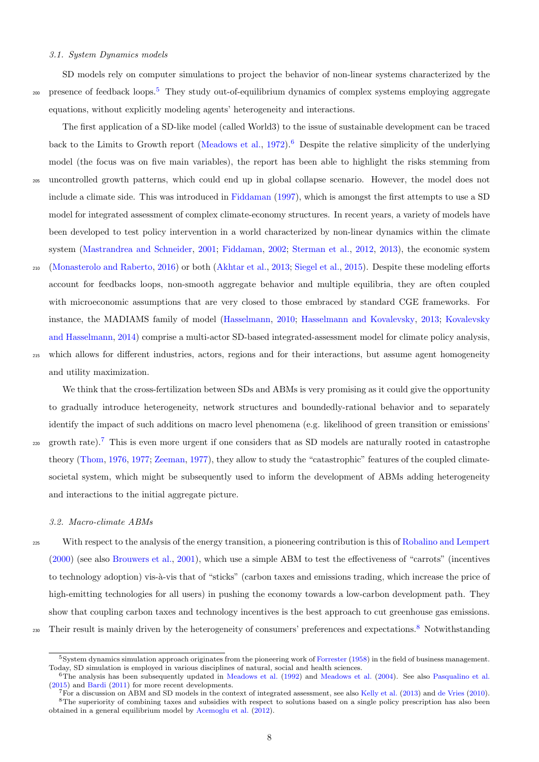### 3.1. System Dynamics models

SD models rely on computer simulations to project the behavior of non-linear systems characterized by the presence of feedback loops.[5] They study out-of-equilibrium dynamics of complex systems employing aggregate equations, without explicitly modeling agents' heterogeneity and interactions.

The first application of a SD-like model (called World3) to the issue of sustainable development can be traced back to the Limits to Growth report (Meadows et al., 1972).[6] Despite the relative simplicity of the underlying model (the focus was on five main variables), the report has been able to highlight the risks stemming from uncontrolled growth patterns, which could end up in global collapse scenario. However, the model does not include a climate side. This was introduced in Fiddaman (1997), which is amongst the first attempts to use a SD model for integrated assessment of complex climate-economy structures. In recent years, a variety of models have been developed to test policy intervention in a world characterized by non-linear dynamics within the climate system (Mastrandrea and Schneider, 2001; Fiddaman, 2002; Sterman et al., 2012, 2013), the economic system (Monasterolo and Raberto, 2016) or both (Akhtar et al., 2013; Siegel et al., 2015). Despite these modeling efforts account for feedbacks loops, non-smooth aggregate behavior and multiple equilibria, they are often coupled with microeconomic assumptions that are very closed to those embraced by standard CGE frameworks. For instance, the MADIAMS family of model (Hasselmann, 2010; Hasselmann and Kovalevsky, 2013; Kovalevsky and Hasselmann, 2014) comprise a multi-actor SD-based integrated-assessment model for climate policy analysis, which allows for different industries, actors, regions and for their interactions, but assume agent homogeneity and utility maximization.

We think that the cross-fertilization between SDs and ABMs is very promising as it could give the opportunity to gradually introduce heterogeneity, network structures and boundedly-rational behavior and to separately identify the impact of such additions on macro level phenomena (e.g. likelihood of green transition or emissions' growth rate).[7] This is even more urgent if one considers that as SD models are naturally rooted in catastrophe theory (Thom, 1976, 1977; Zeeman, 1977), they allow to study the "catastrophic" features of the coupled climate-societal system, which might be subsequently used to inform the development of ABMs adding heterogeneity and interactions to the initial aggregate picture.

### 3.2. Macro-climate ABMs

With respect to the analysis of the energy transition, a pioneering contribution is this of Robalino and Lempert (2000) (see also Brouwers et al., 2001), which use a simple ABM to test the effectiveness of "carrots" (incentives to technology adoption) vis-à-vis that of "sticks" (carbon taxes and emissions trading, which increase the price of high-emitting technologies for all users) in pushing the economy towards a low-carbon development path. They show that coupling carbon taxes and technology incentives is the best approach to cut greenhouse gas emissions. Their result is mainly driven by the heterogeneity of consumers' preferences and expectations.[8] Notwithstanding

---

[5] System dynamics simulation approach originates from the pioneering work of Forrester (1958) in the field of business management. Today, SD simulation is employed in various disciplines of natural, social and health sciences.

[6] The analysis has been subsequently updated in Meadows et al. (1992) and Meadows et al. (2004). See also Pasqualino et al. (2015) and Bardi (2011) for more recent developments.

[7] For a discussion on ABM and SD models in the context of integrated assessment, see also Kelly et al. (2013) and de Vries (2010).

[8] The superiority of combining taxes and subsidies with respect to solutions based on a single policy prescription has also been obtained in a general equilibrium model by Acemoglu et al. (2012).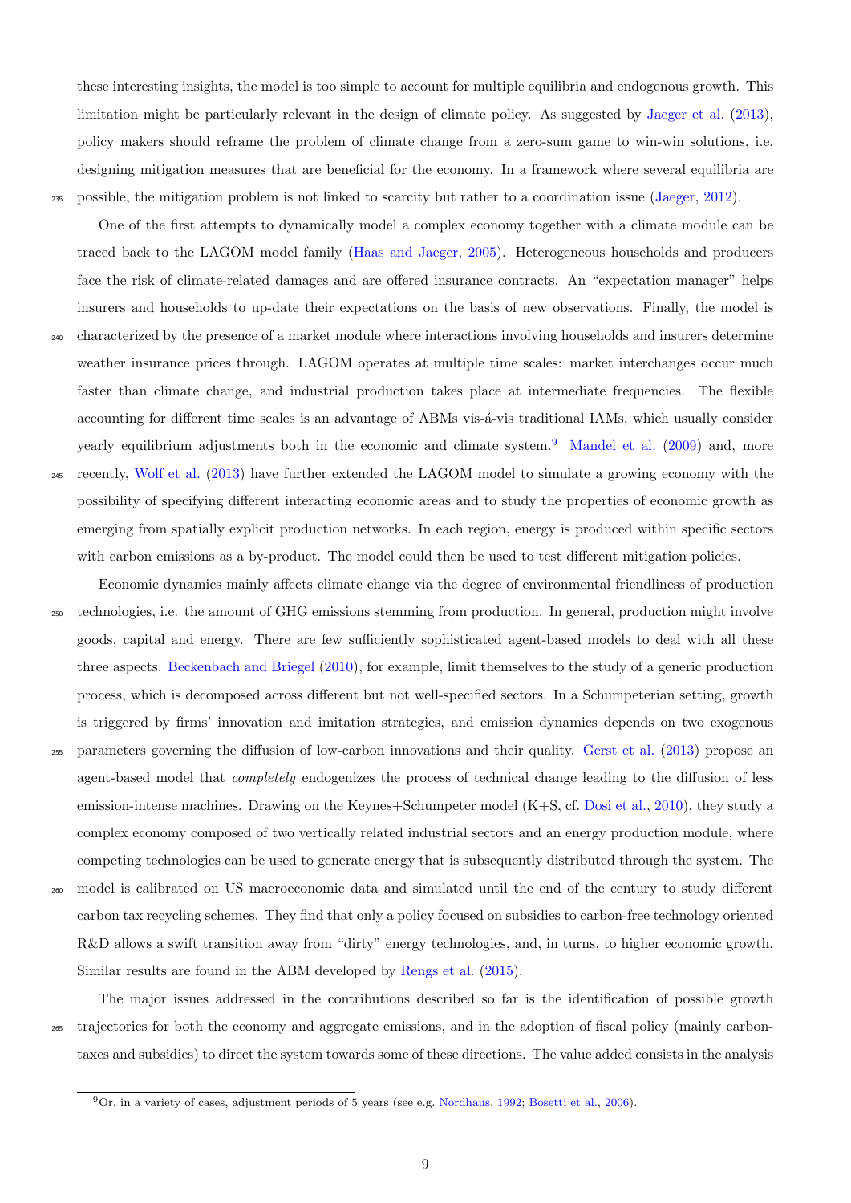these interesting insights, the model is too simple to account for multiple equilibria and endogenous growth. This limitation might be particularly relevant in the design of climate policy. As suggested by Jaeger et al. (2013), policy makers should reframe the problem of climate change from a zero-sum game to win-win solutions, i.e. designing mitigation measures that are beneficial for the economy. In a framework where several equilibria are possible, the mitigation problem is not linked to scarcity but rather to a coordination issue (Jaeger, 2012).

One of the first attempts to dynamically model a complex economy together with a climate module can be traced back to the LAGOM model family (Haas and Jaeger, 2005). Heterogeneous households and producers face the risk of climate-related damages and are offered insurance contracts. An "expectation manager" helps insurers and households to up-date their expectations on the basis of new observations. Finally, the model is characterized by the presence of a market module where interactions involving households and insurers determine weather insurance prices through. LAGOM operates at multiple time scales: market interchanges occur much faster than climate change, and industrial production takes place at intermediate frequencies. The flexible accounting for different time scales is an advantage of ABMs vis-á-vis traditional IAMs, which usually consider yearly equilibrium adjustments both in the economic and climate system.[9] Mandel et al. (2009) and, more recently, Wolf et al. (2013) have further extended the LAGOM model to simulate a growing economy with the possibility of specifying different interacting economic areas and to study the properties of economic growth as emerging from spatially explicit production networks. In each region, energy is produced within specific sectors with carbon emissions as a by-product. The model could then be used to test different mitigation policies.

Economic dynamics mainly affects climate change via the degree of environmental friendliness of production technologies, i.e. the amount of GHG emissions stemming from production. In general, production might involve goods, capital and energy. There are few sufficiently sophisticated agent-based models to deal with all these three aspects. Beckenbach and Briegel (2010), for example, limit themselves to the study of a generic production process, which is decomposed across different but not well-specified sectors. In a Schumpeterian setting, growth is triggered by firms' innovation and imitation strategies, and emission dynamics depends on two exogenous parameters governing the diffusion of low-carbon innovations and their quality. Gerst et al. (2013) propose an agent-based model that *completely* endogenizes the process of technical change leading to the diffusion of less emission-intense machines. Drawing on the Keynes+Schumpeter model (K+S, cf. Dosi et al., 2010), they study a complex economy composed of two vertically related industrial sectors and an energy production module, where competing technologies can be used to generate energy that is subsequently distributed through the system. The model is calibrated on US macroeconomic data and simulated until the end of the century to study different carbon tax recycling schemes. They find that only a policy focused on subsidies to carbon-free technology oriented R&D allows a swift transition away from "dirty" energy technologies, and, in turns, to higher economic growth. Similar results are found in the ABM developed by Rengs et al. (2015).

The major issues addressed in the contributions described so far is the identification of possible growth trajectories for both the economy and aggregate emissions, and in the adoption of fiscal policy (mainly carbon-taxes and subsidies) to direct the system towards some of these directions. The value added consists in the analysis

[9] Or, in a variety of cases, adjustment periods of 5 years (see e.g. Nordhaus, 1992; Bosetti et al., 2006).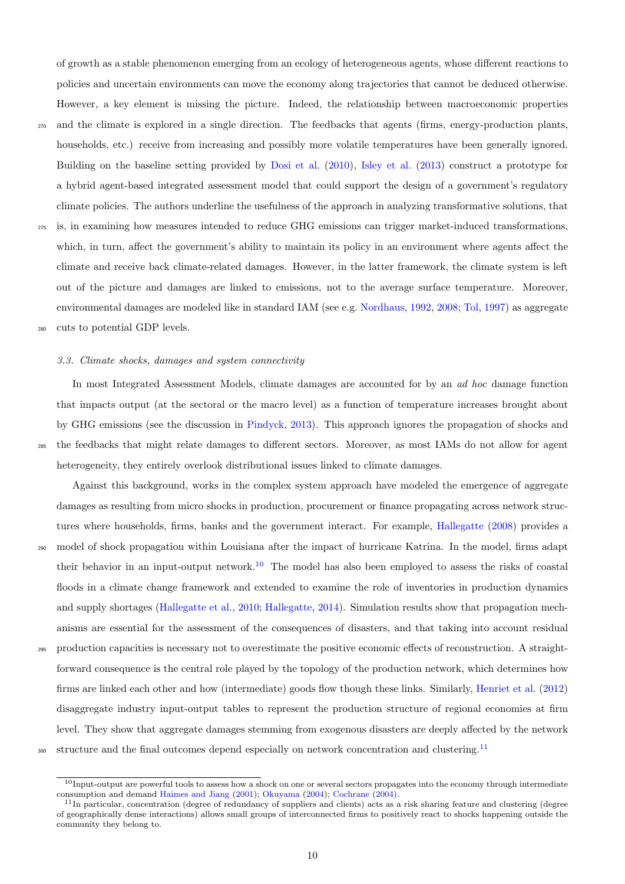of growth as a stable phenomenon emerging from an ecology of heterogeneous agents, whose different reactions to policies and uncertain environments can move the economy along trajectories that cannot be deduced otherwise. However, a key element is missing the picture. Indeed, the relationship between macroeconomic properties and the climate is explored in a single direction. The feedbacks that agents (firms, energy-production plants, households, etc.) receive from increasing and possibly more volatile temperatures have been generally ignored. Building on the baseline setting provided by Dosi et al. (2010), Isley et al. (2013) construct a prototype for a hybrid agent-based integrated assessment model that could support the design of a government's regulatory climate policies. The authors underline the usefulness of the approach in analyzing transformative solutions, that is, in examining how measures intended to reduce GHG emissions can trigger market-induced transformations, which, in turn, affect the government's ability to maintain its policy in an environment where agents affect the climate and receive back climate-related damages. However, in the latter framework, the climate system is left out of the picture and damages are linked to emissions, not to the average surface temperature. Moreover, environmental damages are modeled like in standard IAM (see e.g. Nordhaus, 1992, 2008; Tol, 1997) as aggregate cuts to potential GDP levels.

### 3.3. Climate shocks, damages and system connectivity

In most Integrated Assessment Models, climate damages are accounted for by an *ad hoc* damage function that impacts output (at the sectoral or the macro level) as a function of temperature increases brought about by GHG emissions (see the discussion in Pindyck, 2013). This approach ignores the propagation of shocks and the feedbacks that might relate damages to different sectors. Moreover, as most IAMs do not allow for agent heterogeneity, they entirely overlook distributional issues linked to climate damages.

Against this background, works in the complex system approach have modeled the emergence of aggregate damages as resulting from micro shocks in production, procurement or finance propagating across network structures where households, firms, banks and the government interact. For example, Hallegatte (2008) provides a model of shock propagation within Louisiana after the impact of hurricane Katrina. In the model, firms adapt their behavior in an input-output network.[10] The model has also been employed to assess the risks of coastal floods in a climate change framework and extended to examine the role of inventories in production dynamics and supply shortages (Hallegatte et al., 2010; Hallegatte, 2014). Simulation results show that propagation mechanisms are essential for the assessment of the consequences of disasters, and that taking into account residual production capacities is necessary not to overestimate the positive economic effects of reconstruction. A straightforward consequence is the central role played by the topology of the production network, which determines how firms are linked each other and how (intermediate) goods flow though these links. Similarly, Henriet et al. (2012) disaggregate industry input-output tables to represent the production structure of regional economies at firm level. They show that aggregate damages stemming from exogenous disasters are deeply affected by the network structure and the final outcomes depend especially on network concentration and clustering.[11]

[10] Input-output are powerful tools to assess how a shock on one or several sectors propagates into the economy through intermediate consumption and demand Haimes and Jiang (2001); Okuyama (2004); Cochrane (2004).

[11] In particular, concentration (degree of redundancy of suppliers and clients) acts as a risk sharing feature and clustering (degree of geographically dense interactions) allows small groups of interconnected firms to positively react to shocks happening outside the community they belong to.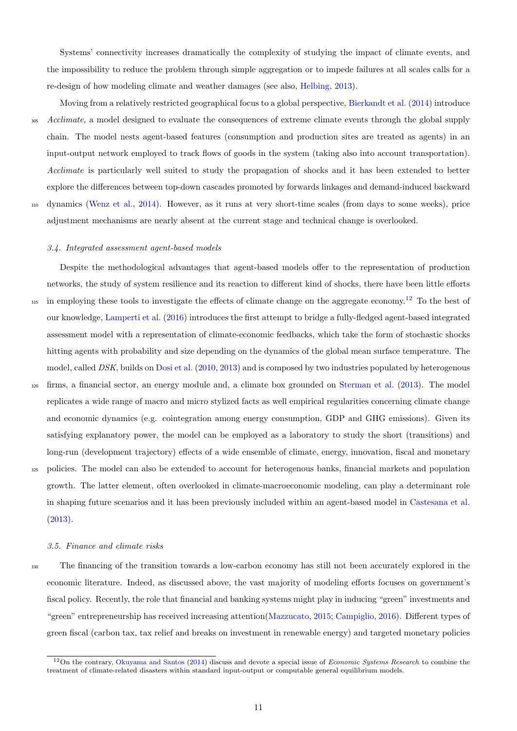Systems' connectivity increases dramatically the complexity of studying the impact of climate events, and the impossibility to reduce the problem through simple aggregation or to impede failures at all scales calls for a re-design of how modeling climate and weather damages (see also, Helbing, 2013).

Moving from a relatively restricted geographical focus to a global perspective, Bierkandt et al. (2014) introduce *Acclimate*, a model designed to evaluate the consequences of extreme climate events through the global supply chain. The model nests agent-based features (consumption and production sites are treated as agents) in an input-output network employed to track flows of goods in the system (taking also into account transportation). *Acclimate* is particularly well suited to study the propagation of shocks and it has been extended to better explore the differences between top-down cascades promoted by forwards linkages and demand-induced backward dynamics (Wenz et al., 2014). However, as it runs at very short-time scales (from days to some weeks), price adjustment mechanisms are nearly absent at the current stage and technical change is overlooked.

### *3.4. Integrated assessment agent-based models*

Despite the methodological advantages that agent-based models offer to the representation of production networks, the study of system resilience and its reaction to different kind of shocks, there have been little efforts in employing these tools to investigate the effects of climate change on the aggregate economy.[12] To the best of our knowledge, Lamperti et al. (2016) introduces the first attempt to bridge a fully-fledged agent-based integrated assessment model with a representation of climate-economic feedbacks, which take the form of stochastic shocks hitting agents with probability and size depending on the dynamics of the global mean surface temperature. The model, called *DSK*, builds on Dosi et al. (2010, 2013) and is composed by two industries populated by heterogenous firms, a financial sector, an energy module and, a climate box grounded on Sterman et al. (2013). The model replicates a wide range of macro and micro stylized facts as well empirical regularities concerning climate change and economic dynamics (e.g. cointegration among energy consumption, GDP and GHG emissions). Given its satisfying explanatory power, the model can be employed as a laboratory to study the short (transitions) and long-run (development trajectory) effects of a wide ensemble of climate, energy, innovation, fiscal and monetary policies. The model can also be extended to account for heterogenous banks, financial markets and population growth. The latter element, often overlooked in climate-macroeconomic modeling, can play a determinant role in shaping future scenarios and it has been previously included within an agent-based model in Castesana et al. (2013).

### *3.5. Finance and climate risks*

The financing of the transition towards a low-carbon economy has still not been accurately explored in the economic literature. Indeed, as discussed above, the vast majority of modeling efforts focuses on government's fiscal policy. Recently, the role that financial and banking systems might play in inducing "green" investments and "green" entrepreneurship has received increasing attention(Mazzucato, 2015; Campiglio, 2016). Different types of green fiscal (carbon tax, tax relief and breaks on investment in renewable energy) and targeted monetary policies

[12] On the contrary, Okuyama and Santos (2014) discuss and devote a special issue of *Economic Systems Research* to combine the treatment of climate-related disasters within standard input-output or computable general equilibrium models.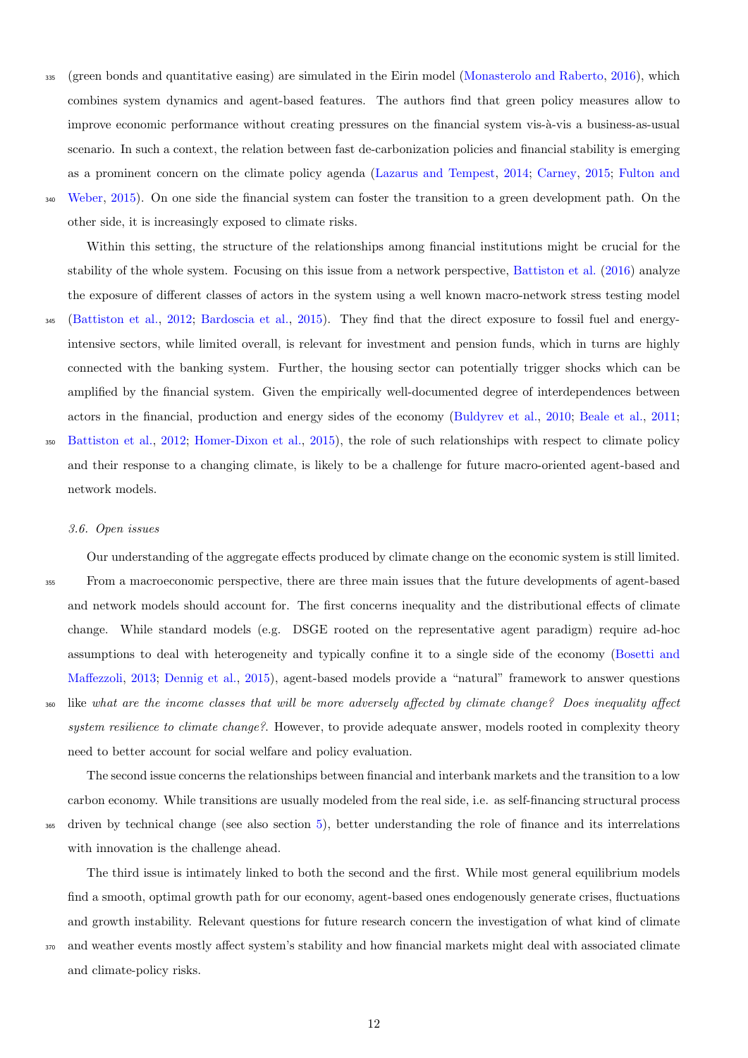(green bonds and quantitative easing) are simulated in the Eirin model (Monasterolo and Raberto, 2016), which combines system dynamics and agent-based features. The authors find that green policy measures allow to improve economic performance without creating pressures on the financial system vis-à-vis a business-as-usual scenario. In such a context, the relation between fast de-carbonization policies and financial stability is emerging as a prominent concern on the climate policy agenda (Lazarus and Tempest, 2014; Carney, 2015; Fulton and Weber, 2015). On one side the financial system can foster the transition to a green development path. On the other side, it is increasingly exposed to climate risks.

Within this setting, the structure of the relationships among financial institutions might be crucial for the stability of the whole system. Focusing on this issue from a network perspective, Battiston et al. (2016) analyze the exposure of different classes of actors in the system using a well known macro-network stress testing model (Battiston et al., 2012; Bardoscia et al., 2015). They find that the direct exposure to fossil fuel and energy-intensive sectors, while limited overall, is relevant for investment and pension funds, which in turns are highly connected with the banking system. Further, the housing sector can potentially trigger shocks which can be amplified by the financial system. Given the empirically well-documented degree of interdependences between actors in the financial, production and energy sides of the economy (Buldyrev et al., 2010; Beale et al., 2011; Battiston et al., 2012; Homer-Dixon et al., 2015), the role of such relationships with respect to climate policy and their response to a changing climate, is likely to be a challenge for future macro-oriented agent-based and network models.

### *3.6. Open issues*

Our understanding of the aggregate effects produced by climate change on the economic system is still limited. From a macroeconomic perspective, there are three main issues that the future developments of agent-based and network models should account for. The first concerns inequality and the distributional effects of climate change. While standard models (e.g. DSGE rooted on the representative agent paradigm) require ad-hoc assumptions to deal with heterogeneity and typically confine it to a single side of the economy (Bosetti and Maffezzoli, 2013; Dennig et al., 2015), agent-based models provide a "natural" framework to answer questions like *what are the income classes that will be more adversely affected by climate change? Does inequality affect system resilience to climate change?*. However, to provide adequate answer, models rooted in complexity theory need to better account for social welfare and policy evaluation.

The second issue concerns the relationships between financial and interbank markets and the transition to a low carbon economy. While transitions are usually modeled from the real side, i.e. as self-financing structural process driven by technical change (see also section 5), better understanding the role of finance and its interrelations with innovation is the challenge ahead.

The third issue is intimately linked to both the second and the first. While most general equilibrium models find a smooth, optimal growth path for our economy, agent-based ones endogenously generate crises, fluctuations and growth instability. Relevant questions for future research concern the investigation of what kind of climate and weather events mostly affect system's stability and how financial markets might deal with associated climate and climate-policy risks.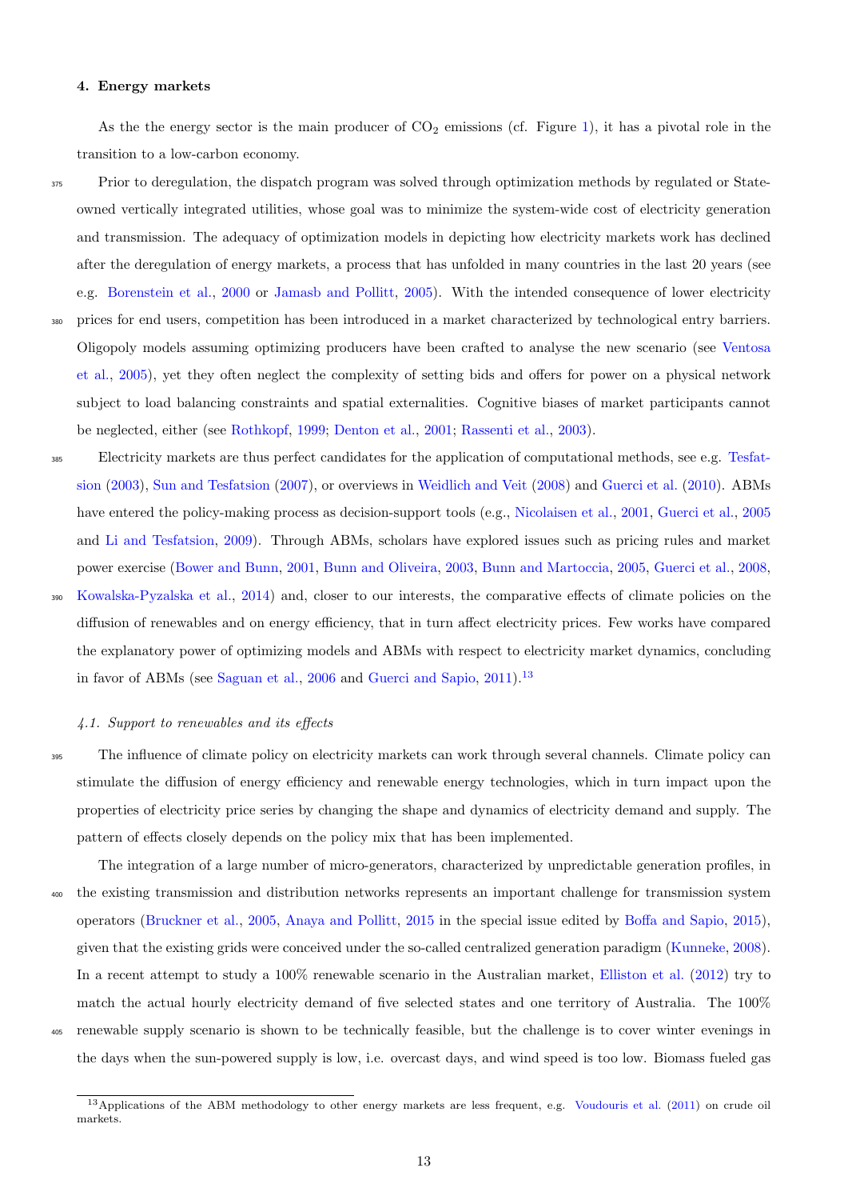#### 4. Energy markets

As the the energy sector is the main producer of $CO_2$ emissions (cf. Figure 1), it has a pivotal role in the transition to a low-carbon economy.

Prior to deregulation, the dispatch program was solved through optimization methods by regulated or State-owned vertically integrated utilities, whose goal was to minimize the system-wide cost of electricity generation and transmission. The adequacy of optimization models in depicting how electricity markets work has declined after the deregulation of energy markets, a process that has unfolded in many countries in the last 20 years (see e.g. Borenstein et al., 2000 or Jamasb and Pollitt, 2005). With the intended consequence of lower electricity prices for end users, competition has been introduced in a market characterized by technological entry barriers. Oligopoly models assuming optimizing producers have been crafted to analyse the new scenario (see Ventosa et al., 2005), yet they often neglect the complexity of setting bids and offers for power on a physical network subject to load balancing constraints and spatial externalities. Cognitive biases of market participants cannot be neglected, either (see Rothkopf, 1999; Denton et al., 2001; Rassenti et al., 2003).

Electricity markets are thus perfect candidates for the application of computational methods, see e.g. Tesfatsion (2003), Sun and Tesfatsion (2007), or overviews in Weidlich and Veit (2008) and Guerci et al. (2010). ABMs have entered the policy-making process as decision-support tools (e.g., Nicolaisen et al., 2001, Guerci et al., 2005 and Li and Tesfatsion, 2009). Through ABMs, scholars have explored issues such as pricing rules and market power exercise (Bower and Bunn, 2001, Bunn and Oliveira, 2003, Bunn and Martoccia, 2005, Guerci et al., 2008, Kowalska-Pyzalska et al., 2014) and, closer to our interests, the comparative effects of climate policies on the diffusion of renewables and on energy efficiency, that in turn affect electricity prices. Few works have compared the explanatory power of optimizing models and ABMs with respect to electricity market dynamics, concluding in favor of ABMs (see Saguan et al., 2006 and Guerci and Sapio, 2011).[13]

##### *4.1. Support to renewables and its effects*

The influence of climate policy on electricity markets can work through several channels. Climate policy can stimulate the diffusion of energy efficiency and renewable energy technologies, which in turn impact upon the properties of electricity price series by changing the shape and dynamics of electricity demand and supply. The pattern of effects closely depends on the policy mix that has been implemented.

The integration of a large number of micro-generators, characterized by unpredictable generation profiles, in the existing transmission and distribution networks represents an important challenge for transmission system operators (Bruckner et al., 2005, Anaya and Pollitt, 2015 in the special issue edited by Boffa and Sapio, 2015), given that the existing grids were conceived under the so-called centralized generation paradigm (Kunneke, 2008). In a recent attempt to study a 100% renewable scenario in the Australian market, Elliston et al. (2012) try to match the actual hourly electricity demand of five selected states and one territory of Australia. The 100% renewable supply scenario is shown to be technically feasible, but the challenge is to cover winter evenings in the days when the sun-powered supply is low, i.e. overcast days, and wind speed is too low. Biomass fueled gas

[13] Applications of the ABM methodology to other energy markets are less frequent, e.g. Voudouris et al. (2011) on crude oil markets.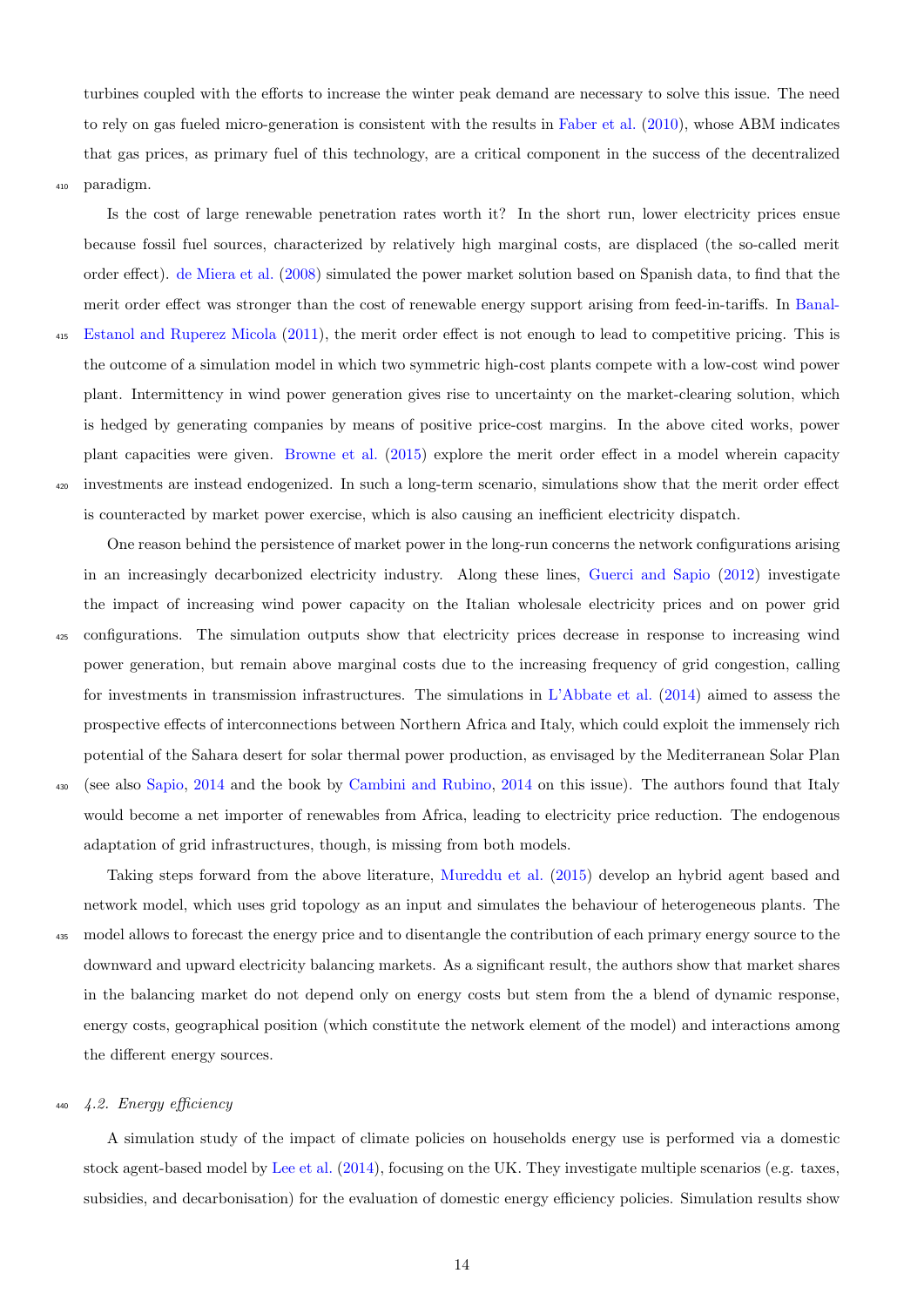turbines coupled with the efforts to increase the winter peak demand are necessary to solve this issue. The need to rely on gas fueled micro-generation is consistent with the results in Faber et al. (2010), whose ABM indicates that gas prices, as primary fuel of this technology, are a critical component in the success of the decentralized paradigm.

Is the cost of large renewable penetration rates worth it? In the short run, lower electricity prices ensue because fossil fuel sources, characterized by relatively high marginal costs, are displaced (the so-called merit order effect). de Miera et al. (2008) simulated the power market solution based on Spanish data, to find that the merit order effect was stronger than the cost of renewable energy support arising from feed-in-tariffs. In Banal-Estanol and Ruperez Micola (2011), the merit order effect is not enough to lead to competitive pricing. This is the outcome of a simulation model in which two symmetric high-cost plants compete with a low-cost wind power plant. Intermittency in wind power generation gives rise to uncertainty on the market-clearing solution, which is hedged by generating companies by means of positive price-cost margins. In the above cited works, power plant capacities were given. Browne et al. (2015) explore the merit order effect in a model wherein capacity investments are instead endogenized. In such a long-term scenario, simulations show that the merit order effect is counteracted by market power exercise, which is also causing an inefficient electricity dispatch.

One reason behind the persistence of market power in the long-run concerns the network configurations arising in an increasingly decarbonized electricity industry. Along these lines, Guerci and Sapio (2012) investigate the impact of increasing wind power capacity on the Italian wholesale electricity prices and on power grid configurations. The simulation outputs show that electricity prices decrease in response to increasing wind power generation, but remain above marginal costs due to the increasing frequency of grid congestion, calling for investments in transmission infrastructures. The simulations in L'Abbate et al. (2014) aimed to assess the prospective effects of interconnections between Northern Africa and Italy, which could exploit the immensely rich potential of the Sahara desert for solar thermal power production, as envisaged by the Mediterranean Solar Plan (see also Sapio, 2014 and the book by Cambini and Rubino, 2014 on this issue). The authors found that Italy would become a net importer of renewables from Africa, leading to electricity price reduction. The endogenous adaptation of grid infrastructures, though, is missing from both models.

Taking steps forward from the above literature, Mureddu et al. (2015) develop an hybrid agent based and network model, which uses grid topology as an input and simulates the behaviour of heterogeneous plants. The model allows to forecast the energy price and to disentangle the contribution of each primary energy source to the downward and upward electricity balancing markets. As a significant result, the authors show that market shares in the balancing market do not depend only on energy costs but stem from the a blend of dynamic response, energy costs, geographical position (which constitute the network element of the model) and interactions among the different energy sources.

### *4.2. Energy efficiency*

A simulation study of the impact of climate policies on households energy use is performed via a domestic stock agent-based model by Lee et al. (2014), focusing on the UK. They investigate multiple scenarios (e.g. taxes, subsidies, and decarbonisation) for the evaluation of domestic energy efficiency policies. Simulation results show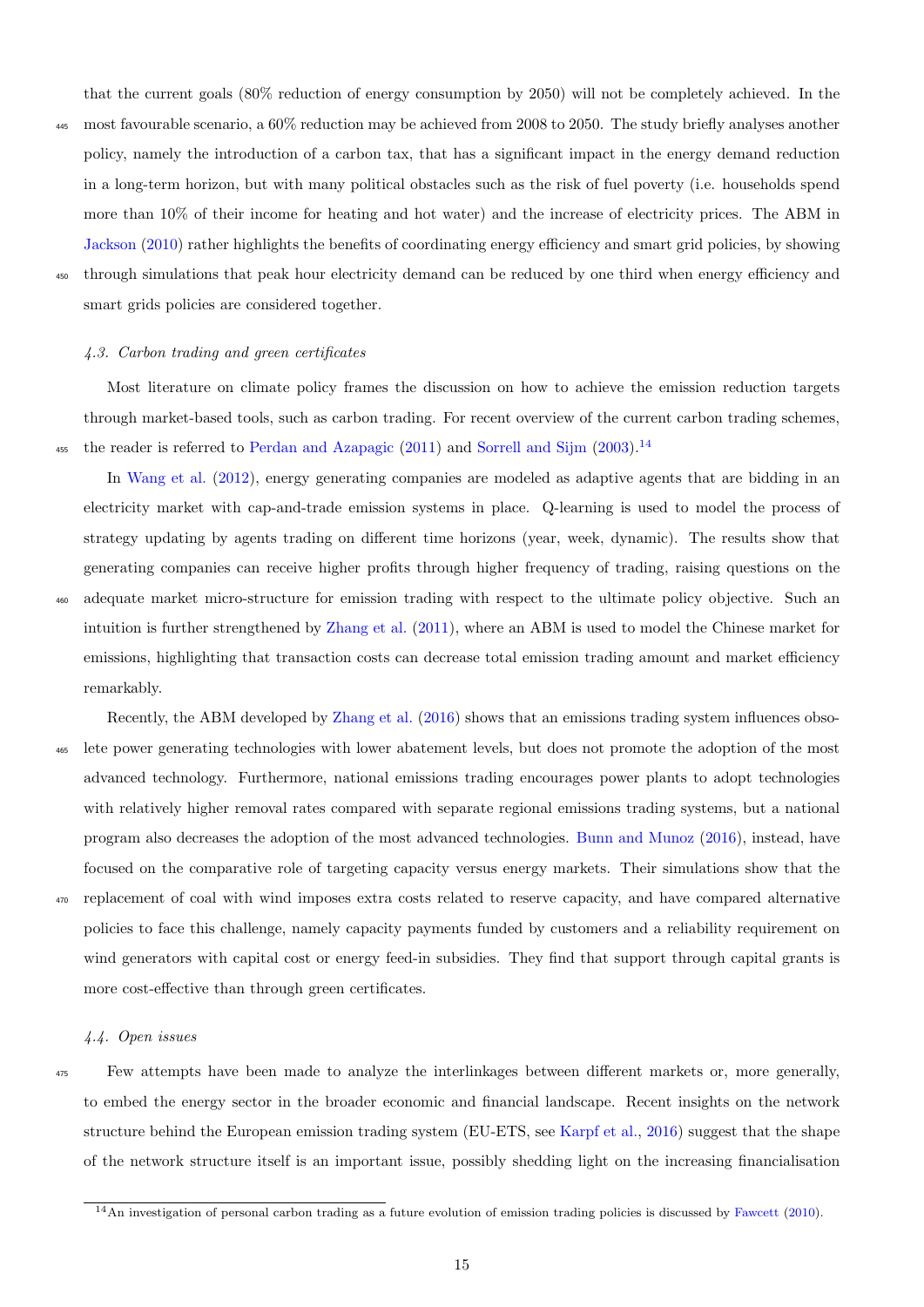that the current goals (80% reduction of energy consumption by 2050) will not be completely achieved. In the most favourable scenario, a 60% reduction may be achieved from 2008 to 2050. The study briefly analyses another policy, namely the introduction of a carbon tax, that has a significant impact in the energy demand reduction in a long-term horizon, but with many political obstacles such as the risk of fuel poverty (i.e. households spend more than 10% of their income for heating and hot water) and the increase of electricity prices. The ABM in Jackson (2010) rather highlights the benefits of coordinating energy efficiency and smart grid policies, by showing through simulations that peak hour electricity demand can be reduced by one third when energy efficiency and smart grids policies are considered together.

### *4.3. Carbon trading and green certificates*

Most literature on climate policy frames the discussion on how to achieve the emission reduction targets through market-based tools, such as carbon trading. For recent overview of the current carbon trading schemes, the reader is referred to Perdan and Azapagic (2011) and Sorrell and Sijm (2003).[14]

In Wang et al. (2012), energy generating companies are modeled as adaptive agents that are bidding in an electricity market with cap-and-trade emission systems in place. Q-learning is used to model the process of strategy updating by agents trading on different time horizons (year, week, dynamic). The results show that generating companies can receive higher profits through higher frequency of trading, raising questions on the adequate market micro-structure for emission trading with respect to the ultimate policy objective. Such an intuition is further strengthened by Zhang et al. (2011), where an ABM is used to model the Chinese market for emissions, highlighting that transaction costs can decrease total emission trading amount and market efficiency remarkably.

Recently, the ABM developed by Zhang et al. (2016) shows that an emissions trading system influences obsolete power generating technologies with lower abatement levels, but does not promote the adoption of the most advanced technology. Furthermore, national emissions trading encourages power plants to adopt technologies with relatively higher removal rates compared with separate regional emissions trading systems, but a national program also decreases the adoption of the most advanced technologies. Bunn and Munoz (2016), instead, have focused on the comparative role of targeting capacity versus energy markets. Their simulations show that the replacement of coal with wind imposes extra costs related to reserve capacity, and have compared alternative policies to face this challenge, namely capacity payments funded by customers and a reliability requirement on wind generators with capital cost or energy feed-in subsidies. They find that support through capital grants is more cost-effective than through green certificates.

### *4.4. Open issues*

Few attempts have been made to analyze the interlinkages between different markets or, more generally, to embed the energy sector in the broader economic and financial landscape. Recent insights on the network structure behind the European emission trading system (EU-ETS, see Karpf et al., 2016) suggest that the shape of the network structure itself is an important issue, possibly shedding light on the increasing financialisation

[14] An investigation of personal carbon trading as a future evolution of emission trading policies is discussed by Fawcett (2010).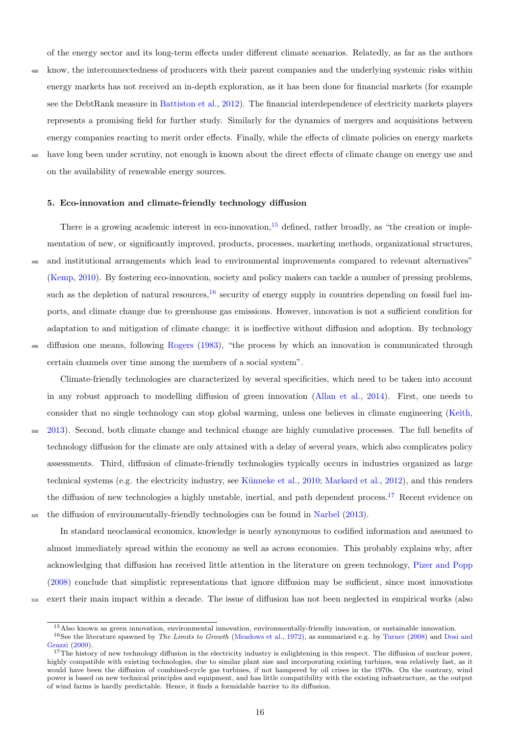of the energy sector and its long-term effects under different climate scenarios. Relatedly, as far as the authors know, the interconnectedness of producers with their parent companies and the underlying systemic risks within energy markets has not received an in-depth exploration, as it has been done for financial markets (for example see the DebtRank measure in Battiston et al., 2012). The financial interdependence of electricity markets players represents a promising field for further study. Similarly for the dynamics of mergers and acquisitions between energy companies reacting to merit order effects. Finally, while the effects of climate policies on energy markets have long been under scrutiny, not enough is known about the direct effects of climate change on energy use and on the availability of renewable energy sources.

### 5. Eco-innovation and climate-friendly technology diffusion

There is a growing academic interest in eco-innovation,[15] defined, rather broadly, as "the creation or implementation of new, or significantly improved, products, processes, marketing methods, organizational structures, and institutional arrangements which lead to environmental improvements compared to relevant alternatives" (Kemp, 2010). By fostering eco-innovation, society and policy makers can tackle a number of pressing problems, such as the depletion of natural resources,[16] security of energy supply in countries depending on fossil fuel imports, and climate change due to greenhouse gas emissions. However, innovation is not a sufficient condition for adaptation to and mitigation of climate change: it is ineffective without diffusion and adoption. By technology diffusion one means, following Rogers (1983), "the process by which an innovation is communicated through certain channels over time among the members of a social system".

Climate-friendly technologies are characterized by several specificities, which need to be taken into account in any robust approach to modelling diffusion of green innovation (Allan et al., 2014). First, one needs to consider that no single technology can stop global warming, unless one believes in climate engineering (Keith, 2013). Second, both climate change and technical change are highly cumulative processes. The full benefits of technology diffusion for the climate are only attained with a delay of several years, which also complicates policy assessments. Third, diffusion of climate-friendly technologies typically occurs in industries organized as large technical systems (e.g. the electricity industry, see Künneke et al., 2010; Markard et al., 2012), and this renders the diffusion of new technologies a highly unstable, inertial, and path dependent process.[17] Recent evidence on the diffusion of environmentally-friendly technologies can be found in Narbel (2013).

In standard neoclassical economics, knowledge is nearly synonymous to codified information and assumed to almost immediately spread within the economy as well as across economies. This probably explains why, after acknowledging that diffusion has received little attention in the literature on green technology, Pizer and Popp (2008) conclude that simplistic representations that ignore diffusion may be sufficient, since most innovations exert their main impact within a decade. The issue of diffusion has not been neglected in empirical works (also

[15] Also known as green innovation, environmental innovation, environmentally-friendly innovation, or sustainable innovation.

[16] See the literature spawned by *The Limits to Growth* (Meadows et al., 1972), as summarized e.g. by Turner (2008) and Dosi and Grazzi (2009).

[17] The history of new technology diffusion in the electricity industry is enlightening in this respect. The diffusion of nuclear power, highly compatible with existing technologies, due to similar plant size and incorporating existing turbines, was relatively fast, as it would have been the diffusion of combined-cycle gas turbines, if not hampered by oil crises in the 1970s. On the contrary, wind power is based on new technical principles and equipment, and has little compatibility with the existing infrastructure, as the output of wind farms is hardly predictable. Hence, it finds a formidable barrier to its diffusion.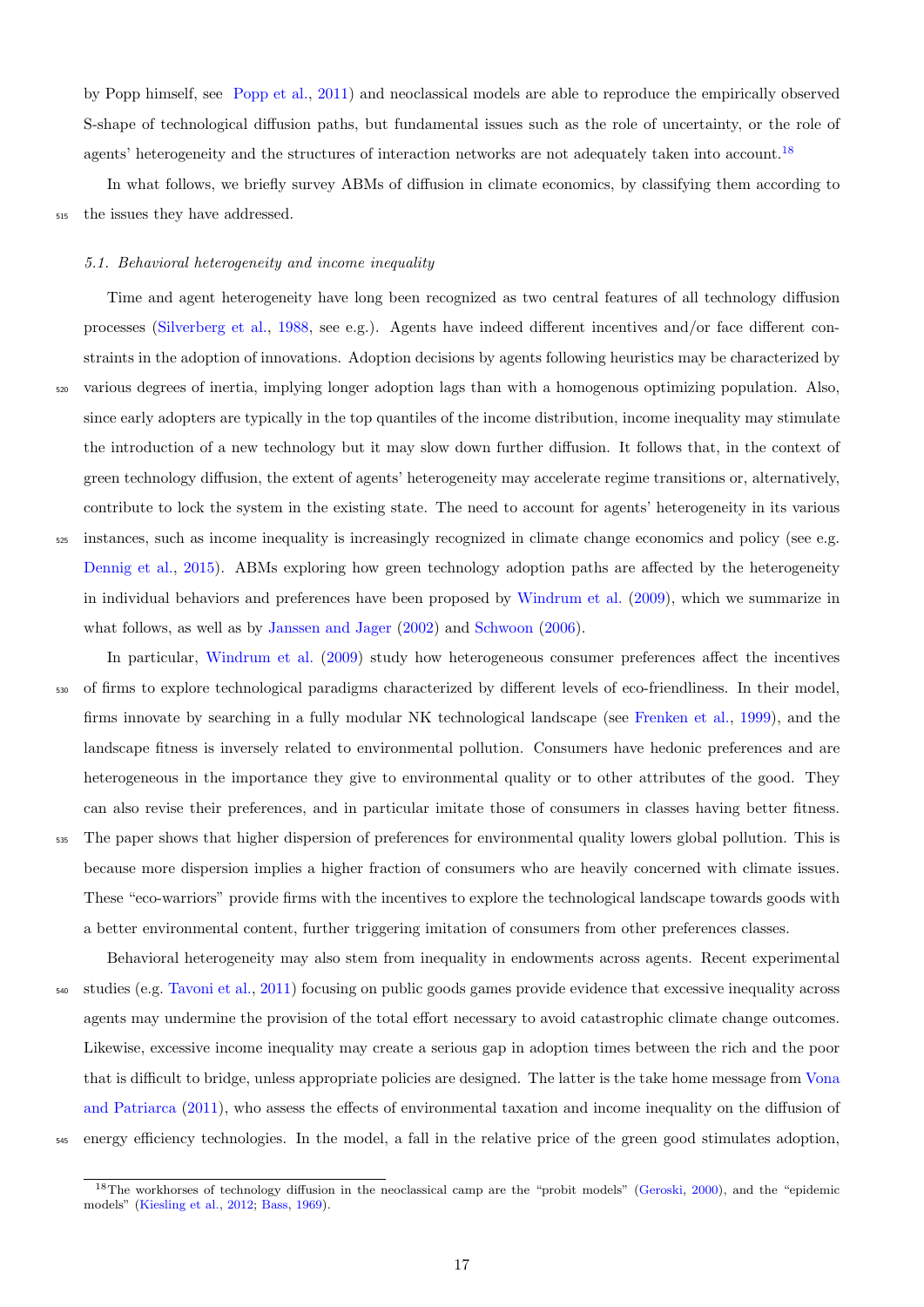by Popp himself, see Popp et al., 2011) and neoclassical models are able to reproduce the empirically observed S-shape of technological diffusion paths, but fundamental issues such as the role of uncertainty, or the role of agents' heterogeneity and the structures of interaction networks are not adequately taken into account.[18]

In what follows, we briefly survey ABMs of diffusion in climate economics, by classifying them according to the issues they have addressed.

### 5.1. Behavioral heterogeneity and income inequality

Time and agent heterogeneity have long been recognized as two central features of all technology diffusion processes (Silverberg et al., 1988, see e.g.). Agents have indeed different incentives and/or face different constraints in the adoption of innovations. Adoption decisions by agents following heuristics may be characterized by various degrees of inertia, implying longer adoption lags than with a homogenous optimizing population. Also, since early adopters are typically in the top quantiles of the income distribution, income inequality may stimulate the introduction of a new technology but it may slow down further diffusion. It follows that, in the context of green technology diffusion, the extent of agents' heterogeneity may accelerate regime transitions or, alternatively, contribute to lock the system in the existing state. The need to account for agents' heterogeneity in its various instances, such as income inequality is increasingly recognized in climate change economics and policy (see e.g. Dennig et al., 2015). ABMs exploring how green technology adoption paths are affected by the heterogeneity in individual behaviors and preferences have been proposed by Windrum et al. (2009), which we summarize in what follows, as well as by Janssen and Jager (2002) and Schwoon (2006).

In particular, Windrum et al. (2009) study how heterogeneous consumer preferences affect the incentives of firms to explore technological paradigms characterized by different levels of eco-friendliness. In their model, firms innovate by searching in a fully modular NK technological landscape (see Frenken et al., 1999), and the landscape fitness is inversely related to environmental pollution. Consumers have hedonic preferences and are heterogeneous in the importance they give to environmental quality or to other attributes of the good. They can also revise their preferences, and in particular imitate those of consumers in classes having better fitness. The paper shows that higher dispersion of preferences for environmental quality lowers global pollution. This is because more dispersion implies a higher fraction of consumers who are heavily concerned with climate issues. These "eco-warriors" provide firms with the incentives to explore the technological landscape towards goods with a better environmental content, further triggering imitation of consumers from other preferences classes.

Behavioral heterogeneity may also stem from inequality in endowments across agents. Recent experimental studies (e.g. Tavoni et al., 2011) focusing on public goods games provide evidence that excessive inequality across agents may undermine the provision of the total effort necessary to avoid catastrophic climate change outcomes. Likewise, excessive income inequality may create a serious gap in adoption times between the rich and the poor that is difficult to bridge, unless appropriate policies are designed. The latter is the take home message from Vona and Patriarca (2011), who assess the effects of environmental taxation and income inequality on the diffusion of energy efficiency technologies. In the model, a fall in the relative price of the green good stimulates adoption,

[18] The workhorses of technology diffusion in the neoclassical camp are the "probit models" (Geroski, 2000), and the "epidemic models" (Kiesling et al., 2012; Bass, 1969).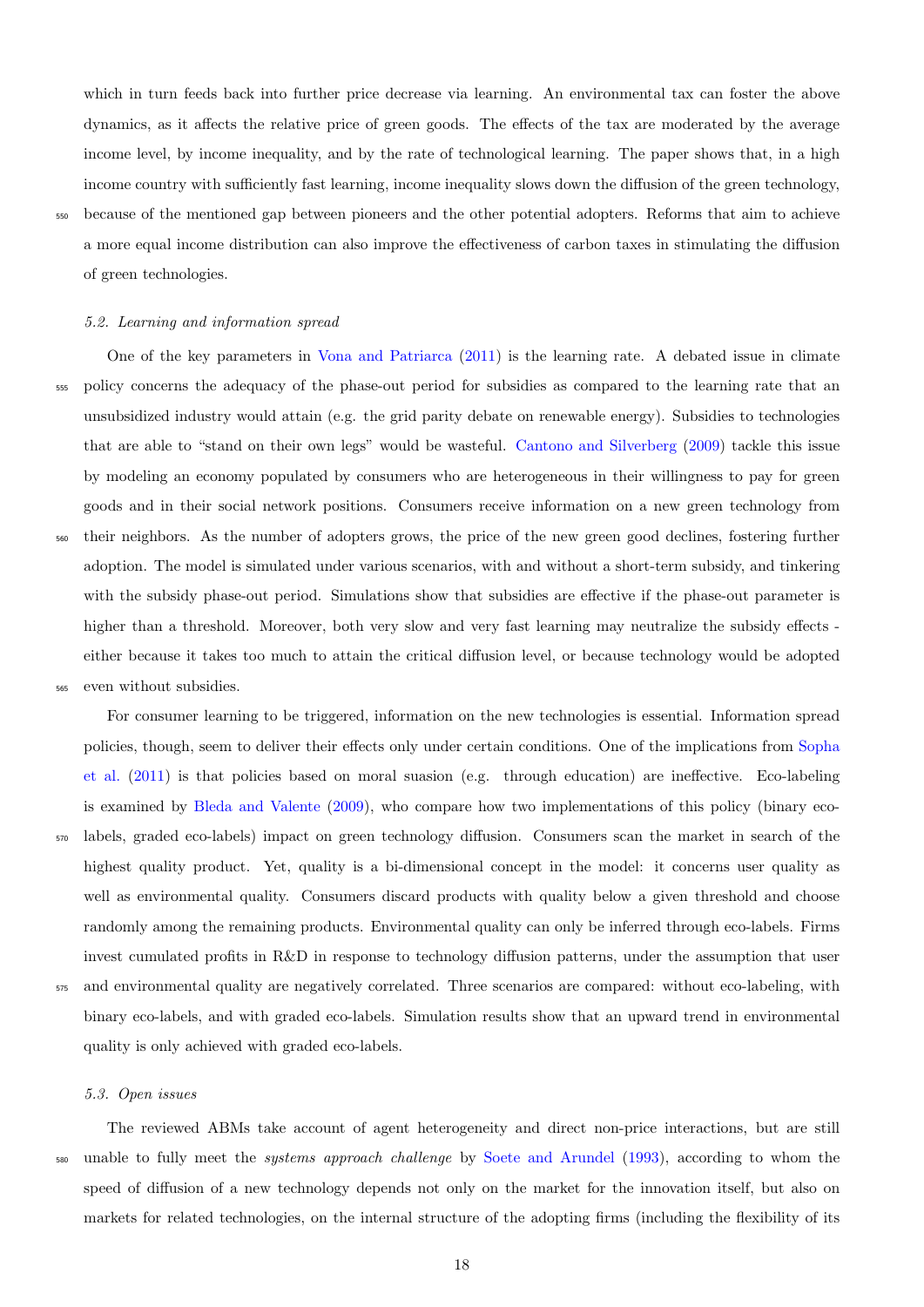which in turn feeds back into further price decrease via learning. An environmental tax can foster the above dynamics, as it affects the relative price of green goods. The effects of the tax are moderated by the average income level, by income inequality, and by the rate of technological learning. The paper shows that, in a high income country with sufficiently fast learning, income inequality slows down the diffusion of the green technology, because of the mentioned gap between pioneers and the other potential adopters. Reforms that aim to achieve a more equal income distribution can also improve the effectiveness of carbon taxes in stimulating the diffusion of green technologies.

### 5.2. Learning and information spread

One of the key parameters in Vona and Patriarca (2011) is the learning rate. A debated issue in climate policy concerns the adequacy of the phase-out period for subsidies as compared to the learning rate that an unsubsidized industry would attain (e.g. the grid parity debate on renewable energy). Subsidies to technologies that are able to "stand on their own legs" would be wasteful. Cantono and Silverberg (2009) tackle this issue by modeling an economy populated by consumers who are heterogeneous in their willingness to pay for green goods and in their social network positions. Consumers receive information on a new green technology from their neighbors. As the number of adopters grows, the price of the new green good declines, fostering further adoption. The model is simulated under various scenarios, with and without a short-term subsidy, and tinkering with the subsidy phase-out period. Simulations show that subsidies are effective if the phase-out parameter is higher than a threshold. Moreover, both very slow and very fast learning may neutralize the subsidy effects - either because it takes too much to attain the critical diffusion level, or because technology would be adopted even without subsidies.

For consumer learning to be triggered, information on the new technologies is essential. Information spread policies, though, seem to deliver their effects only under certain conditions. One of the implications from Sopha et al. (2011) is that policies based on moral suasion (e.g. through education) are ineffective. Eco-labeling is examined by Bleda and Valente (2009), who compare how two implementations of this policy (binary eco-labels, graded eco-labels) impact on green technology diffusion. Consumers scan the market in search of the highest quality product. Yet, quality is a bi-dimensional concept in the model: it concerns user quality as well as environmental quality. Consumers discard products with quality below a given threshold and choose randomly among the remaining products. Environmental quality can only be inferred through eco-labels. Firms invest cumulated profits in R&D in response to technology diffusion patterns, under the assumption that user and environmental quality are negatively correlated. Three scenarios are compared: without eco-labeling, with binary eco-labels, and with graded eco-labels. Simulation results show that an upward trend in environmental quality is only achieved with graded eco-labels.

### 5.3. Open issues

The reviewed ABMs take account of agent heterogeneity and direct non-price interactions, but are still unable to fully meet the *systems approach challenge* by Soete and Arundel (1993), according to whom the speed of diffusion of a new technology depends not only on the market for the innovation itself, but also on markets for related technologies, on the internal structure of the adopting firms (including the flexibility of its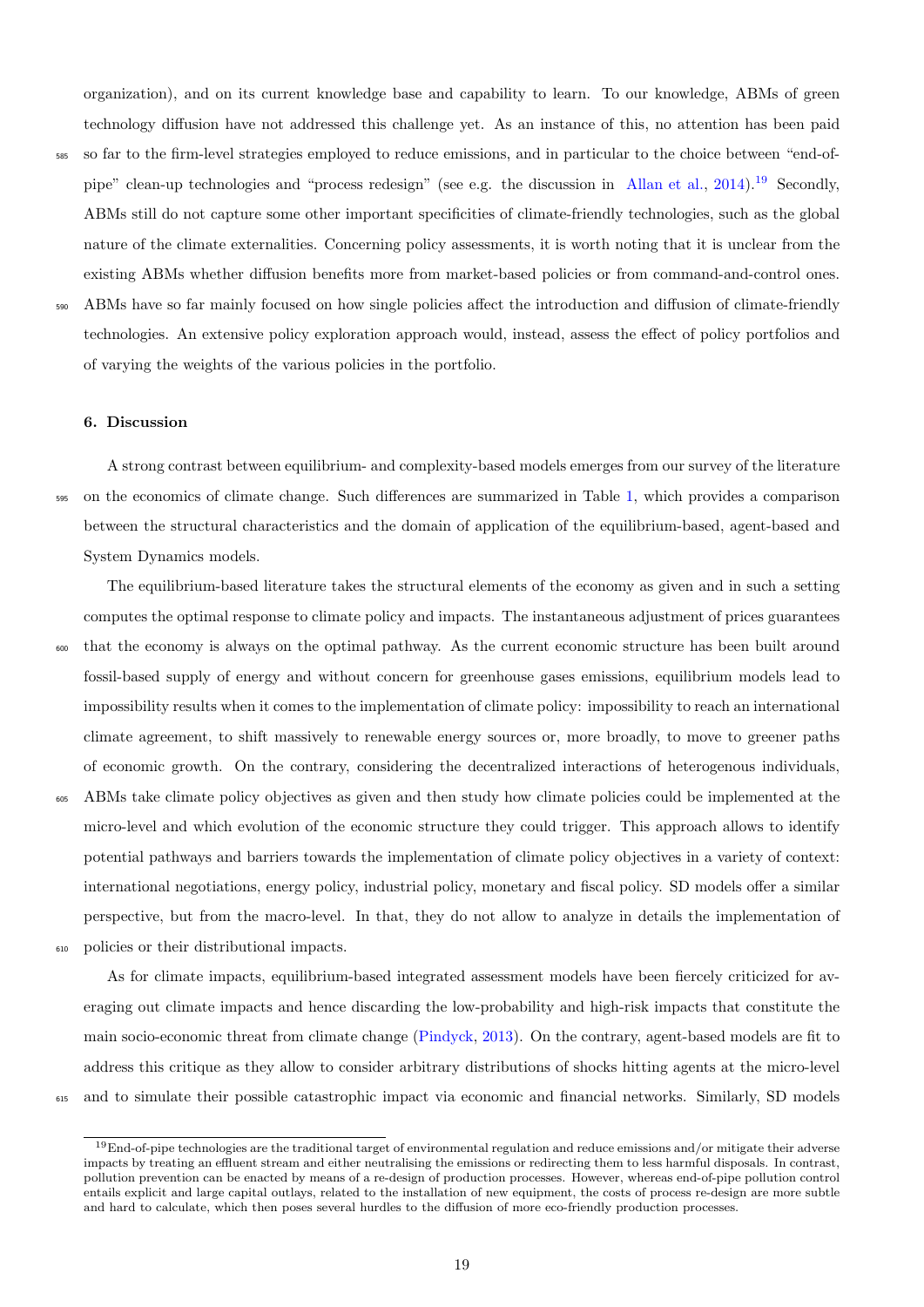organization), and on its current knowledge base and capability to learn. To our knowledge, ABMs of green technology diffusion have not addressed this challenge yet. As an instance of this, no attention has been paid so far to the firm-level strategies employed to reduce emissions, and in particular to the choice between "end-of-pipe" clean-up technologies and "process redesign" (see e.g. the discussion in Allan et al., 2014).[19] Secondly, ABMs still do not capture some other important specificities of climate-friendly technologies, such as the global nature of the climate externalities. Concerning policy assessments, it is worth noting that it is unclear from the existing ABMs whether diffusion benefits more from market-based policies or from command-and-control ones. ABMs have so far mainly focused on how single policies affect the introduction and diffusion of climate-friendly technologies. An extensive policy exploration approach would, instead, assess the effect of policy portfolios and of varying the weights of the various policies in the portfolio.

### 6. Discussion

A strong contrast between equilibrium- and complexity-based models emerges from our survey of the literature on the economics of climate change. Such differences are summarized in Table 1, which provides a comparison between the structural characteristics and the domain of application of the equilibrium-based, agent-based and System Dynamics models.

The equilibrium-based literature takes the structural elements of the economy as given and in such a setting computes the optimal response to climate policy and impacts. The instantaneous adjustment of prices guarantees that the economy is always on the optimal pathway. As the current economic structure has been built around fossil-based supply of energy and without concern for greenhouse gases emissions, equilibrium models lead to impossibility results when it comes to the implementation of climate policy: impossibility to reach an international climate agreement, to shift massively to renewable energy sources or, more broadly, to move to greener paths of economic growth. On the contrary, considering the decentralized interactions of heterogenous individuals, ABMs take climate policy objectives as given and then study how climate policies could be implemented at the micro-level and which evolution of the economic structure they could trigger. This approach allows to identify potential pathways and barriers towards the implementation of climate policy objectives in a variety of context: international negotiations, energy policy, industrial policy, monetary and fiscal policy. SD models offer a similar perspective, but from the macro-level. In that, they do not allow to analyze in details the implementation of policies or their distributional impacts.

As for climate impacts, equilibrium-based integrated assessment models have been fiercely criticized for averaging out climate impacts and hence discarding the low-probability and high-risk impacts that constitute the main socio-economic threat from climate change (Pindyck, 2013). On the contrary, agent-based models are fit to address this critique as they allow to consider arbitrary distributions of shocks hitting agents at the micro-level and to simulate their possible catastrophic impact via economic and financial networks. Similarly, SD models

[19] End-of-pipe technologies are the traditional target of environmental regulation and reduce emissions and/or mitigate their adverse impacts by treating an effluent stream and either neutralising the emissions or redirecting them to less harmful disposals. In contrast, pollution prevention can be enacted by means of a re-design of production processes. However, whereas end-of-pipe pollution control entails explicit and large capital outlays, related to the installation of new equipment, the costs of process re-design are more subtle and hard to calculate, which then poses several hurdles to the diffusion of more eco-friendly production processes.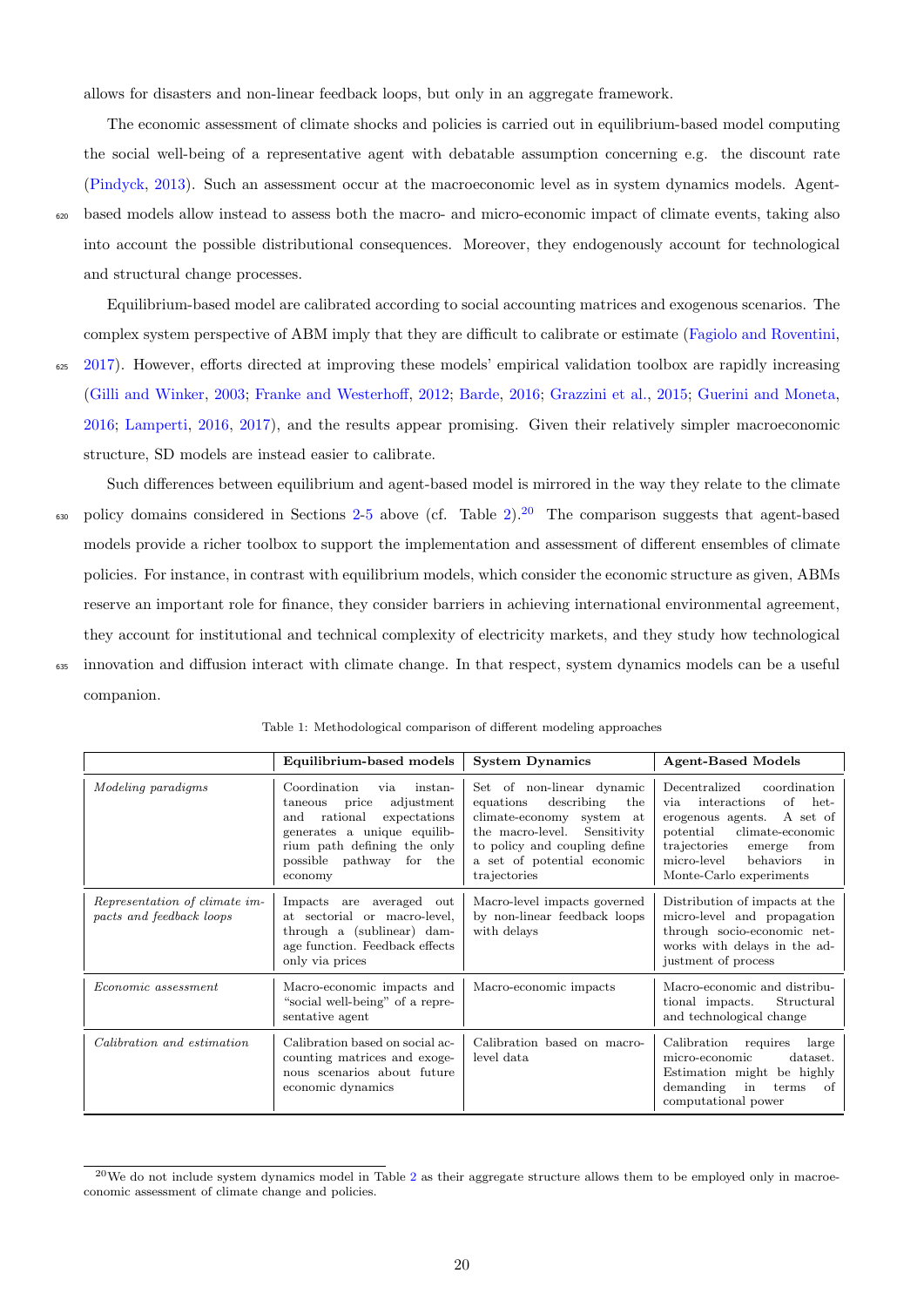allows for disasters and non-linear feedback loops, but only in an aggregate framework.

The economic assessment of climate shocks and policies is carried out in equilibrium-based model computing the social well-being of a representative agent with debatable assumption concerning e.g. the discount rate (Pindyck, 2013). Such an assessment occur at the macroeconomic level as in system dynamics models. Agent-based models allow instead to assess both the macro- and micro-economic impact of climate events, taking also into account the possible distributional consequences. Moreover, they endogenously account for technological and structural change processes.

Equilibrium-based model are calibrated according to social accounting matrices and exogenous scenarios. The complex system perspective of ABM imply that they are difficult to calibrate or estimate (Fagiolo and Roventini, 2017). However, efforts directed at improving these models' empirical validation toolbox are rapidly increasing (Gilli and Winker, 2003; Franke and Westerhoff, 2012; Barde, 2016; Grazzini et al., 2015; Guerini and Moneta, 2016; Lamperti, 2016, 2017), and the results appear promising. Given their relatively simpler macroeconomic structure, SD models are instead easier to calibrate.

Such differences between equilibrium and agent-based model is mirrored in the way they relate to the climate policy domains considered in Sections 2-5 above (cf. Table 2).[20] The comparison suggests that agent-based models provide a richer toolbox to support the implementation and assessment of different ensembles of climate policies. For instance, in contrast with equilibrium models, which consider the economic structure as given, ABMs reserve an important role for finance, they consider barriers in achieving international environmental agreement, they account for institutional and technical complexity of electricity markets, and they study how technological innovation and diffusion interact with climate change. In that respect, system dynamics models can be a useful companion.

Table 1: Methodological comparison of different modeling approaches

| | **Equilibrium-based models** | **System Dynamics** | **Agent-Based Models** |
|---|---|---|---|
| *Modeling paradigms* | Coordination via instantaneous price adjustment and rational expectations generates a unique equilibrium path defining the only possible pathway for the economy | Set of non-linear dynamic equations describing the climate-economy system at the macro-level. Sensitivity to policy and coupling define a set of potential economic trajectories | Decentralized coordination via interactions of heterogeneous agents. A set of potential climate-economic trajectories emerge from micro-level behaviors in Monte-Carlo experiments |
| *Representation of climate impacts and feedback loops* | Impacts are averaged out at sectorial or macro-level, through a (sublinear) damage function. Feedback effects only via prices | Macro-level impacts governed by non-linear feedback loops with delays | Distribution of impacts at the micro-level and propagation through socio-economic networks with delays in the adjustment of process |
| *Economic assessment* | Macro-economic impacts and "social well-being" of a representative agent | Macro-economic impacts | Macro-economic and distributional impacts. Structural and technological change |
| *Calibration and estimation* | Calibration based on social accounting matrices and exogenous scenarios about future economic dynamics | Calibration based on macro-level data | Calibration requires large micro-economic dataset. Estimation might be highly demanding in terms of computational power |

[20] We do not include system dynamics model in Table 2 as their aggregate structure allows them to be employed only in macroeconomic assessment of climate change and policies.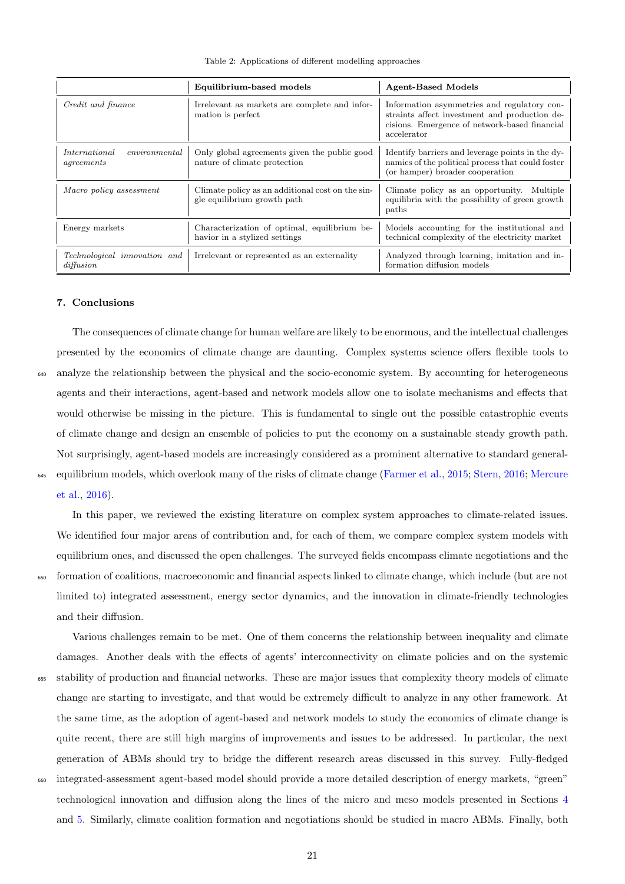Table 2: Applications of different modelling approaches

| | Equilibrium-based models | Agent-Based Models |
|---|---|---|
| *Credit and finance* | Irrelevant as markets are complete and information is perfect | Information asymmetries and regulatory constraints affect investment and production decisions. Emergence of network-based financial accelerator |
| *International environmental agreements* | Only global agreements given the public good nature of climate protection | Identify barriers and leverage points in the dynamics of the political process that could foster (or hamper) broader cooperation |
| *Macro policy assessment* | Climate policy as an additional cost on the single equilibrium growth path | Climate policy as an opportunity. Multiple equilibria with the possibility of green growth paths |
| Energy markets | Characterization of optimal, equilibrium behavior in a stylized settings | Models accounting for the institutional and technical complexity of the electricity market |
| *Technological innovation and diffusion* | Irrelevant or represented as an externality | Analyzed through learning, imitation and information diffusion models |

## 7. Conclusions

The consequences of climate change for human welfare are likely to be enormous, and the intellectual challenges presented by the economics of climate change are daunting. Complex systems science offers flexible tools to analyze the relationship between the physical and the socio-economic system. By accounting for heterogeneous agents and their interactions, agent-based and network models allow one to isolate mechanisms and effects that would otherwise be missing in the picture. This is fundamental to single out the possible catastrophic events of climate change and design an ensemble of policies to put the economy on a sustainable steady growth path. Not surprisingly, agent-based models are increasingly considered as a prominent alternative to standard general-equilibrium models, which overlook many of the risks of climate change (Farmer et al., 2015; Stern, 2016; Mercure et al., 2016).

In this paper, we reviewed the existing literature on complex system approaches to climate-related issues. We identified four major areas of contribution and, for each of them, we compare complex system models with equilibrium ones, and discussed the open challenges. The surveyed fields encompass climate negotiations and the formation of coalitions, macroeconomic and financial aspects linked to climate change, which include (but are not limited to) integrated assessment, energy sector dynamics, and the innovation in climate-friendly technologies and their diffusion.

Various challenges remain to be met. One of them concerns the relationship between inequality and climate damages. Another deals with the effects of agents' interconnectivity on climate policies and on the systemic stability of production and financial networks. These are major issues that complexity theory models of climate change are starting to investigate, and that would be extremely difficult to analyze in any other framework. At the same time, as the adoption of agent-based and network models to study the economics of climate change is quite recent, there are still high margins of improvements and issues to be addressed. In particular, the next generation of ABMs should try to bridge the different research areas discussed in this survey. Fully-fledged integrated-assessment agent-based model should provide a more detailed description of energy markets, "green" technological innovation and diffusion along the lines of the micro and meso models presented in Sections 4 and 5. Similarly, climate coalition formation and negotiations should be studied in macro ABMs. Finally, both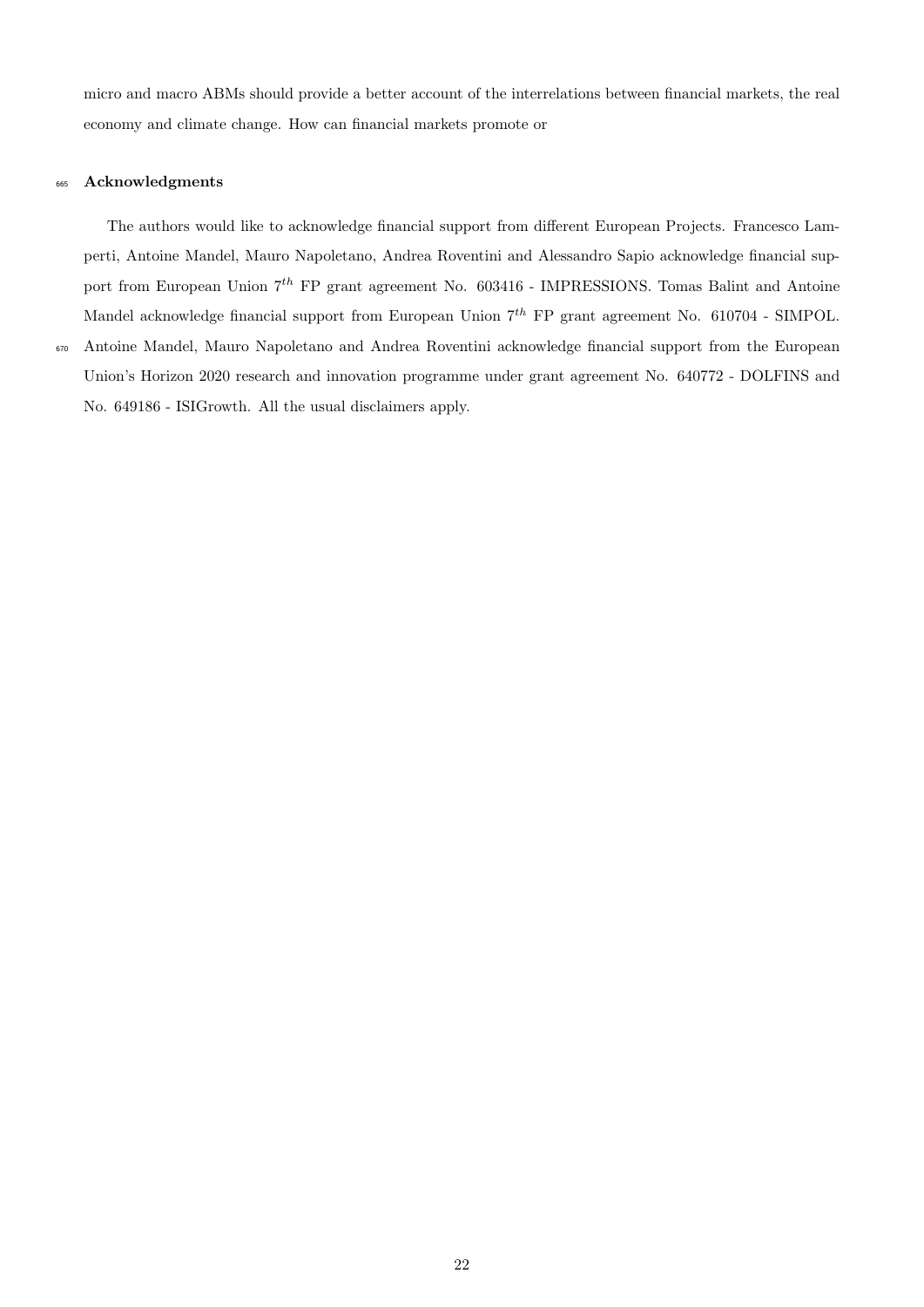micro and macro ABMs should provide a better account of the interrelations between financial markets, the real economy and climate change. How can financial markets promote or

## Acknowledgments

The authors would like to acknowledge financial support from different European Projects. Francesco Lamperti, Antoine Mandel, Mauro Napoletano, Andrea Roventini and Alessandro Sapio acknowledge financial support from European Union $7^{th}$ FP grant agreement No. 603416 - IMPRESSIONS. Tomas Balint and Antoine Mandel acknowledge financial support from European Union $7^{th}$ FP grant agreement No. 610704 - SIMPOL. Antoine Mandel, Mauro Napoletano and Andrea Roventini acknowledge financial support from the European Union's Horizon 2020 research and innovation programme under grant agreement No. 640772 - DOLFINS and No. 649186 - ISIGrowth. All the usual disclaimers apply.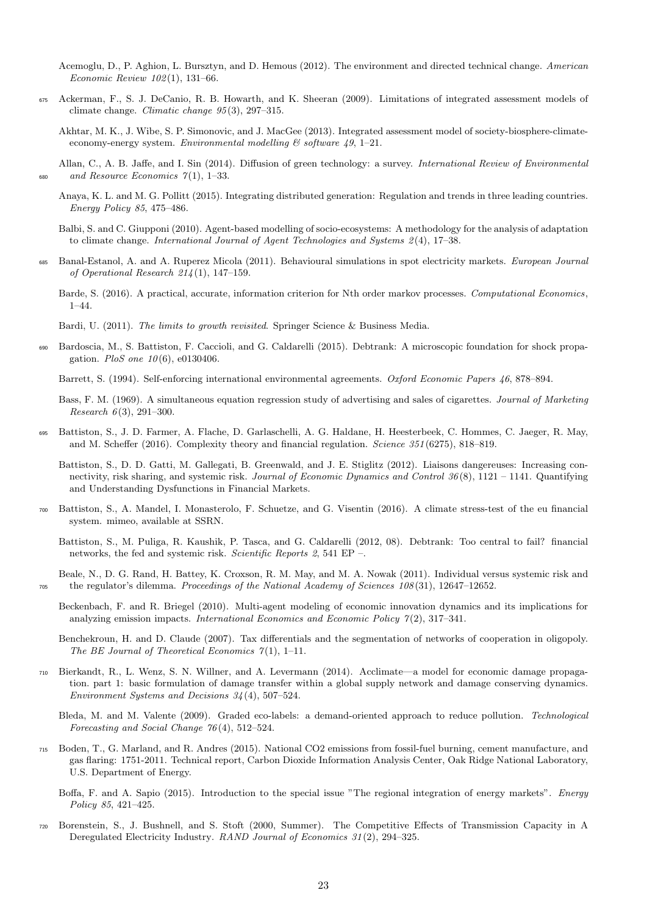Acemoglu, D., P. Aghion, L. Bursztyn, and D. Hemous (2012). The environment and directed technical change. *American Economic Review 102*(1), 131–66.

Ackerman, F., S. J. DeCanio, R. B. Howarth, and K. Sheeran (2009). Limitations of integrated assessment models of climate change. *Climatic change 95*(3), 297–315.

Akhtar, M. K., J. Wibe, S. P. Simonovic, and J. MacGee (2013). Integrated assessment model of society-biosphere-climate-economy-energy system. *Environmental modelling & software 49*, 1–21.

Allan, C., A. B. Jaffe, and I. Sin (2014). Diffusion of green technology: a survey. *International Review of Environmental and Resource Economics 7*(1), 1–33.

Anaya, K. L. and M. G. Pollitt (2015). Integrating distributed generation: Regulation and trends in three leading countries. *Energy Policy 85*, 475–486.

Balbi, S. and C. Giupponi (2010). Agent-based modelling of socio-ecosystems: A methodology for the analysis of adaptation to climate change. *International Journal of Agent Technologies and Systems 2*(4), 17–38.

Banal-Estanol, A. and A. Ruperez Micola (2011). Behavioural simulations in spot electricity markets. *European Journal of Operational Research 214*(1), 147–159.

Barde, S. (2016). A practical, accurate, information criterion for Nth order markov processes. *Computational Economics*, 1–44.

Bardi, U. (2011). *The limits to growth revisited*. Springer Science & Business Media.

Bardoscia, M., S. Battiston, F. Caccioli, and G. Caldarelli (2015). Debtrank: A microscopic foundation for shock propagation. *PloS one 10*(6), e0130406.

Barrett, S. (1994). Self-enforcing international environmental agreements. *Oxford Economic Papers 46*, 878–894.

Bass, F. M. (1969). A simultaneous equation regression study of advertising and sales of cigarettes. *Journal of Marketing Research 6*(3), 291–300.

Battiston, S., J. D. Farmer, A. Flache, D. Garlaschelli, A. G. Haldane, H. Heesterbeek, C. Hommes, C. Jaeger, R. May, and M. Scheffer (2016). Complexity theory and financial regulation. *Science 351*(6275), 818–819.

Battiston, S., D. D. Gatti, M. Gallegati, B. Greenwald, and J. E. Stiglitz (2012). Liaisons dangereuses: Increasing connectivity, risk sharing, and systemic risk. *Journal of Economic Dynamics and Control 36*(8), 1121 – 1141. Quantifying and Understanding Dysfunctions in Financial Markets.

Battiston, S., A. Mandel, I. Monasterolo, F. Schuetze, and G. Visentin (2016). A climate stress-test of the eu financial system. mimeo, available at SSRN.

Battiston, S., M. Puliga, R. Kaushik, P. Tasca, and G. Caldarelli (2012, 08). Debtrank: Too central to fail? financial networks, the fed and systemic risk. *Scientific Reports 2*, 541 EP –.

Beale, N., D. G. Rand, H. Battey, K. Croxson, R. M. May, and M. A. Nowak (2011). Individual versus systemic risk and the regulator's dilemma. *Proceedings of the National Academy of Sciences 108*(31), 12647–12652.

Beckenbach, F. and R. Briegel (2010). Multi-agent modeling of economic innovation dynamics and its implications for analyzing emission impacts. *International Economics and Economic Policy 7*(2), 317–341.

Benchekroun, H. and D. Claude (2007). Tax differentials and the segmentation of networks of cooperation in oligopoly. *The BE Journal of Theoretical Economics 7*(1), 1–11.

Bierkandt, R., L. Wenz, S. N. Willner, and A. Levermann (2014). Acclimate—a model for economic damage propagation. part 1: basic formulation of damage transfer within a global supply network and damage conserving dynamics. *Environment Systems and Decisions 34*(4), 507–524.

Bleda, M. and M. Valente (2009). Graded eco-labels: a demand-oriented approach to reduce pollution. *Technological Forecasting and Social Change 76*(4), 512–524.

Boden, T., G. Marland, and R. Andres (2015). National CO2 emissions from fossil-fuel burning, cement manufacture, and gas flaring: 1751-2011. Technical report, Carbon Dioxide Information Analysis Center, Oak Ridge National Laboratory, U.S. Department of Energy.

Boffa, F. and A. Sapio (2015). Introduction to the special issue "The regional integration of energy markets". *Energy Policy 85*, 421–425.

Borenstein, S., J. Bushnell, and S. Stoft (2000, Summer). The Competitive Effects of Transmission Capacity in A Deregulated Electricity Industry. *RAND Journal of Economics 31*(2), 294–325.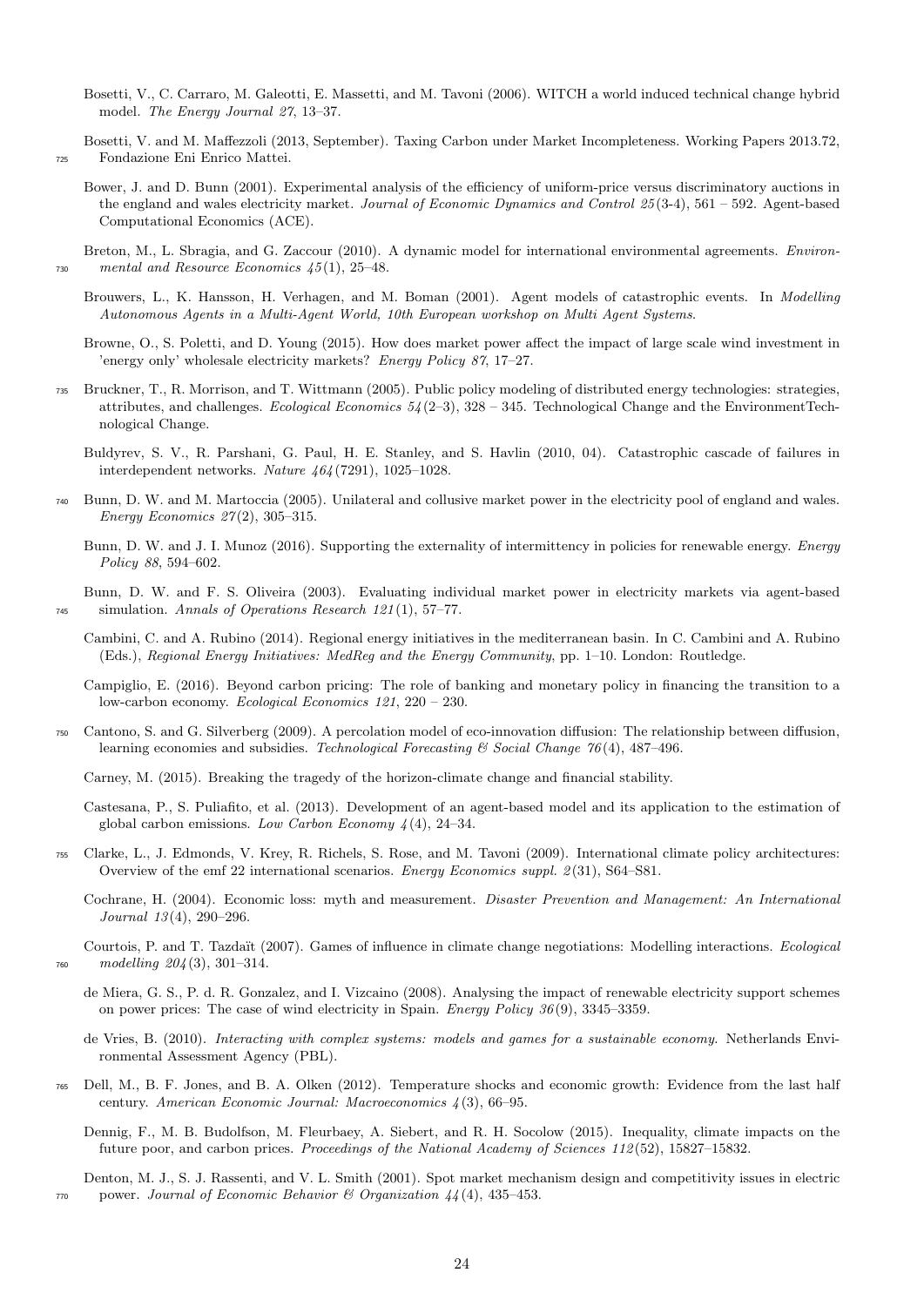Bosetti, V., C. Carraro, M. Galeotti, E. Massetti, and M. Tavoni (2006). WITCH a world induced technical change hybrid model. *The Energy Journal 27*, 13–37.

Bosetti, V. and M. Maffezzoli (2013, September). Taxing Carbon under Market Incompleteness. Working Papers 2013.72, Fondazione Eni Enrico Mattei.

Bower, J. and D. Bunn (2001). Experimental analysis of the efficiency of uniform-price versus discriminatory auctions in the england and wales electricity market. *Journal of Economic Dynamics and Control 25*(3-4), 561 – 592. Agent-based Computational Economics (ACE).

Breton, M., L. Sbragia, and G. Zaccour (2010). A dynamic model for international environmental agreements. *Environmental and Resource Economics 45*(1), 25–48.

Brouwers, L., K. Hansson, H. Verhagen, and M. Boman (2001). Agent models of catastrophic events. In *Modelling Autonomous Agents in a Multi-Agent World, 10th European workshop on Multi Agent Systems*.

Browne, O., S. Poletti, and D. Young (2015). How does market power affect the impact of large scale wind investment in 'energy only' wholesale electricity markets? *Energy Policy 87*, 17–27.

Bruckner, T., R. Morrison, and T. Wittmann (2005). Public policy modeling of distributed energy technologies: strategies, attributes, and challenges. *Ecological Economics 54*(2–3), 328 – 345. Technological Change and the EnvironmentTechnological Change.

Buldyrev, S. V., R. Parshani, G. Paul, H. E. Stanley, and S. Havlin (2010, 04). Catastrophic cascade of failures in interdependent networks. *Nature 464*(7291), 1025–1028.

Bunn, D. W. and M. Martoccia (2005). Unilateral and collusive market power in the electricity pool of england and wales. *Energy Economics 27*(2), 305–315.

Bunn, D. W. and J. I. Munoz (2016). Supporting the externality of intermittency in policies for renewable energy. *Energy Policy 88*, 594–602.

Bunn, D. W. and F. S. Oliveira (2003). Evaluating individual market power in electricity markets via agent-based simulation. *Annals of Operations Research 121*(1), 57–77.

Cambini, C. and A. Rubino (2014). Regional energy initiatives in the mediterranean basin. In C. Cambini and A. Rubino (Eds.), *Regional Energy Initiatives: MedReg and the Energy Community*, pp. 1–10. London: Routledge.

Campiglio, E. (2016). Beyond carbon pricing: The role of banking and monetary policy in financing the transition to a low-carbon economy. *Ecological Economics 121*, 220 – 230.

Cantono, S. and G. Silverberg (2009). A percolation model of eco-innovation diffusion: The relationship between diffusion, learning economies and subsidies. *Technological Forecasting & Social Change 76*(4), 487–496.

Carney, M. (2015). Breaking the tragedy of the horizon-climate change and financial stability.

Castesana, P., S. Puliafito, et al. (2013). Development of an agent-based model and its application to the estimation of global carbon emissions. *Low Carbon Economy 4*(4), 24–34.

Clarke, L., J. Edmonds, V. Krey, R. Richels, S. Rose, and M. Tavoni (2009). International climate policy architectures: Overview of the emf 22 international scenarios. *Energy Economics suppl. 2*(31), S64–S81.

Cochrane, H. (2004). Economic loss: myth and measurement. *Disaster Prevention and Management: An International Journal 13*(4), 290–296.

Courtois, P. and T. Tazdaït (2007). Games of influence in climate change negotiations: Modelling interactions. *Ecological modelling 204*(3), 301–314.

de Miera, G. S., P. d. R. Gonzalez, and I. Vizcaino (2008). Analysing the impact of renewable electricity support schemes on power prices: The case of wind electricity in Spain. *Energy Policy 36*(9), 3345–3359.

de Vries, B. (2010). *Interacting with complex systems: models and games for a sustainable economy.* Netherlands Environmental Assessment Agency (PBL).

Dell, M., B. F. Jones, and B. A. Olken (2012). Temperature shocks and economic growth: Evidence from the last half century. *American Economic Journal: Macroeconomics 4*(3), 66–95.

Dennig, F., M. B. Budolfson, M. Fleurbaey, A. Siebert, and R. H. Socolow (2015). Inequality, climate impacts on the future poor, and carbon prices. *Proceedings of the National Academy of Sciences 112*(52), 15827–15832.

Denton, M. J., S. J. Rassenti, and V. L. Smith (2001). Spot market mechanism design and competitivity issues in electric power. *Journal of Economic Behavior & Organization 44*(4), 435–453.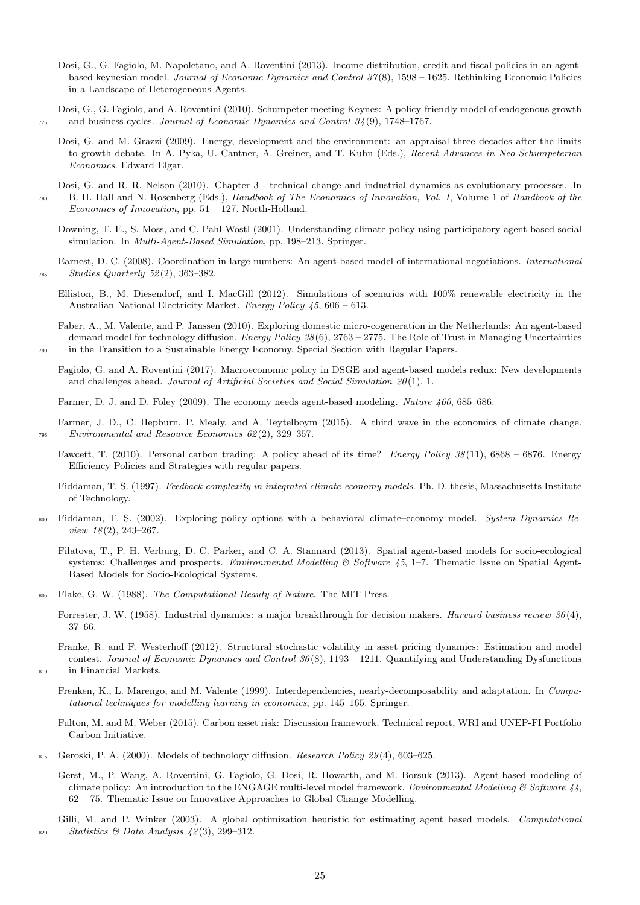Dosi, G., G. Fagiolo, M. Napoletano, and A. Roventini (2013). Income distribution, credit and fiscal policies in an agent-based keynesian model. *Journal of Economic Dynamics and Control 37*(8), 1598 – 1625. Rethinking Economic Policies in a Landscape of Heterogeneous Agents.

Dosi, G., G. Fagiolo, and A. Roventini (2010). Schumpeter meeting Keynes: A policy-friendly model of endogenous growth and business cycles. *Journal of Economic Dynamics and Control 34*(9), 1748–1767.

Dosi, G. and M. Grazzi (2009). Energy, development and the environment: an appraisal three decades after the limits to growth debate. In A. Pyka, U. Cantner, A. Greiner, and T. Kuhn (Eds.), *Recent Advances in Neo-Schumpeterian Economics*. Edward Elgar.

Dosi, G. and R. R. Nelson (2010). Chapter 3 - technical change and industrial dynamics as evolutionary processes. In B. H. Hall and N. Rosenberg (Eds.), *Handbook of The Economics of Innovation, Vol. 1*, Volume 1 of *Handbook of the Economics of Innovation*, pp. 51 – 127. North-Holland.

Downing, T. E., S. Moss, and C. Pahl-Wostl (2001). Understanding climate policy using participatory agent-based social simulation. In *Multi-Agent-Based Simulation*, pp. 198–213. Springer.

Earnest, D. C. (2008). Coordination in large numbers: An agent-based model of international negotiations. *International Studies Quarterly 52*(2), 363–382.

Elliston, B., M. Diesendorf, and I. MacGill (2012). Simulations of scenarios with 100% renewable electricity in the Australian National Electricity Market. *Energy Policy 45*, 606 – 613.

Faber, A., M. Valente, and P. Janssen (2010). Exploring domestic micro-cogeneration in the Netherlands: An agent-based demand model for technology diffusion. *Energy Policy 38*(6), 2763 – 2775. The Role of Trust in Managing Uncertainties in the Transition to a Sustainable Energy Economy, Special Section with Regular Papers.

Fagiolo, G. and A. Roventini (2017). Macroeconomic policy in DSGE and agent-based models redux: New developments and challenges ahead. *Journal of Artificial Societies and Social Simulation 20*(1), 1.

Farmer, D. J. and D. Foley (2009). The economy needs agent-based modeling. *Nature 460*, 685–686.

Farmer, J. D., C. Hepburn, P. Mealy, and A. Teytelboym (2015). A third wave in the economics of climate change. *Environmental and Resource Economics 62*(2), 329–357.

Fawcett, T. (2010). Personal carbon trading: A policy ahead of its time? *Energy Policy 38*(11), 6868 – 6876. Energy Efficiency Policies and Strategies with regular papers.

Fiddaman, T. S. (1997). *Feedback complexity in integrated climate-economy models*. Ph. D. thesis, Massachusetts Institute of Technology.

Fiddaman, T. S. (2002). Exploring policy options with a behavioral climate–economy model. *System Dynamics Review 18*(2), 243–267.

Filatova, T., P. H. Verburg, D. C. Parker, and C. A. Stannard (2013). Spatial agent-based models for socio-ecological systems: Challenges and prospects. *Environmental Modelling & Software 45*, 1–7. Thematic Issue on Spatial Agent-Based Models for Socio-Ecological Systems.

Flake, G. W. (1988). *The Computational Beauty of Nature*. The MIT Press.

Forrester, J. W. (1958). Industrial dynamics: a major breakthrough for decision makers. *Harvard business review 36*(4), 37–66.

Franke, R. and F. Westerhoff (2012). Structural stochastic volatility in asset pricing dynamics: Estimation and model contest. *Journal of Economic Dynamics and Control 36*(8), 1193 – 1211. Quantifying and Understanding Dysfunctions in Financial Markets.

Frenken, K., L. Marengo, and M. Valente (1999). Interdependencies, nearly-decomposability and adaptation. In *Computational techniques for modelling learning in economics*, pp. 145–165. Springer.

Fulton, M. and M. Weber (2015). Carbon asset risk: Discussion framework. Technical report, WRI and UNEP-FI Portfolio Carbon Initiative.

Geroski, P. A. (2000). Models of technology diffusion. *Research Policy 29*(4), 603–625.

Gerst, M., P. Wang, A. Roventini, G. Fagiolo, G. Dosi, R. Howarth, and M. Borsuk (2013). Agent-based modeling of climate policy: An introduction to the ENGAGE multi-level model framework. *Environmental Modelling & Software 44*, 62 – 75. Thematic Issue on Innovative Approaches to Global Change Modelling.

Gilli, M. and P. Winker (2003). A global optimization heuristic for estimating agent based models. *Computational Statistics & Data Analysis 42*(3), 299–312.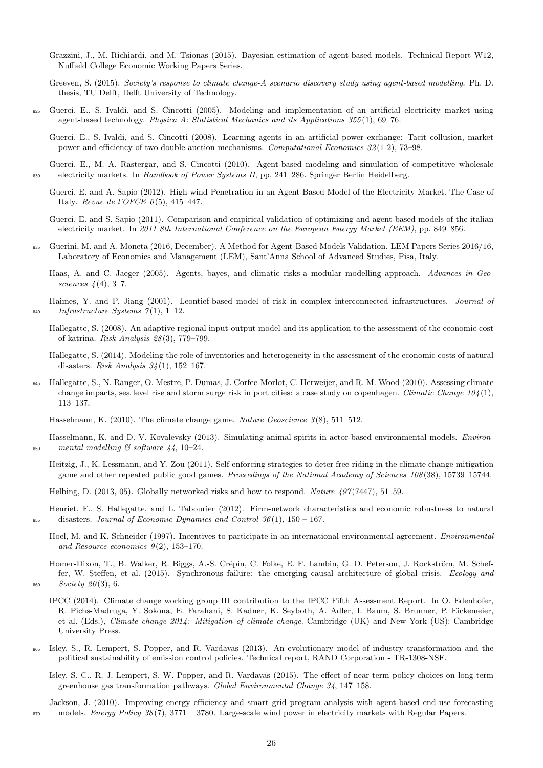Grazzini, J., M. Richiardi, and M. Tsionas (2015). Bayesian estimation of agent-based models. Technical Report W12, Nuffield College Economic Working Papers Series.

Greeven, S. (2015). *Society's response to climate change-A scenario discovery study using agent-based modelling*. Ph. D. thesis, TU Delft, Delft University of Technology.

Guerci, E., S. Ivaldi, and S. Cincotti (2005). Modeling and implementation of an artificial electricity market using agent-based technology. *Physica A: Statistical Mechanics and its Applications 355*(1), 69–76.

Guerci, E., S. Ivaldi, and S. Cincotti (2008). Learning agents in an artificial power exchange: Tacit collusion, market power and efficiency of two double-auction mechanisms. *Computational Economics 32*(1-2), 73–98.

Guerci, E., M. A. Rastergar, and S. Cincotti (2010). Agent-based modeling and simulation of competitive wholesale electricity markets. In *Handbook of Power Systems II*, pp. 241–286. Springer Berlin Heidelberg.

Guerci, E. and A. Sapio (2012). High wind Penetration in an Agent-Based Model of the Electricity Market. The Case of Italy. *Revue de l'OFCE 0*(5), 415–447.

Guerci, E. and S. Sapio (2011). Comparison and empirical validation of optimizing and agent-based models of the italian electricity market. In *2011 8th International Conference on the European Energy Market (EEM)*, pp. 849–856.

Guerini, M. and A. Moneta (2016, December). A Method for Agent-Based Models Validation. LEM Papers Series 2016/16, Laboratory of Economics and Management (LEM), Sant'Anna School of Advanced Studies, Pisa, Italy.

Haas, A. and C. Jaeger (2005). Agents, bayes, and climatic risks-a modular modelling approach. *Advances in Geosciences 4*(4), 3–7.

Haimes, Y. and P. Jiang (2001). Leontief-based model of risk in complex interconnected infrastructures. *Journal of Infrastructure Systems 7*(1), 1–12.

Hallegatte, S. (2008). An adaptive regional input-output model and its application to the assessment of the economic cost of katrina. *Risk Analysis 28*(3), 779–799.

Hallegatte, S. (2014). Modeling the role of inventories and heterogeneity in the assessment of the economic costs of natural disasters. *Risk Analysis 34*(1), 152–167.

Hallegatte, S., N. Ranger, O. Mestre, P. Dumas, J. Corfee-Morlot, C. Herweijer, and R. M. Wood (2010). Assessing climate change impacts, sea level rise and storm surge risk in port cities: a case study on copenhagen. *Climatic Change 104*(1), 113–137.

Hasselmann, K. (2010). The climate change game. *Nature Geoscience 3*(8), 511–512.

Hasselmann, K. and D. V. Kovalevsky (2013). Simulating animal spirits in actor-based environmental models. *Environmental modelling & software 44*, 10–24.

Heitzig, J., K. Lessmann, and Y. Zou (2011). Self-enforcing strategies to deter free-riding in the climate change mitigation game and other repeated public good games. *Proceedings of the National Academy of Sciences 108*(38), 15739–15744.

Helbing, D. (2013, 05). Globally networked risks and how to respond. *Nature 497*(7447), 51–59.

Henriet, F., S. Hallegatte, and L. Tabourier (2012). Firm-network characteristics and economic robustness to natural disasters. *Journal of Economic Dynamics and Control 36*(1), 150 – 167.

Hoel, M. and K. Schneider (1997). Incentives to participate in an international environmental agreement. *Environmental and Resource economics 9*(2), 153–170.

Homer-Dixon, T., B. Walker, R. Biggs, A.-S. Crépin, C. Folke, E. F. Lambin, G. D. Peterson, J. Rockström, M. Scheffer, W. Steffen, et al. (2015). Synchronous failure: the emerging causal architecture of global crisis. *Ecology and Society 20*(3), 6.

IPCC (2014). Climate change working group III contribution to the IPCC Fifth Assessment Report. In O. Edenhofer, R. Pichs-Madruga, Y. Sokona, E. Farahani, S. Kadner, K. Seyboth, A. Adler, I. Baum, S. Brunner, P. Eickemeier, et al. (Eds.), *Climate change 2014: Mitigation of climate change*. Cambridge (UK) and New York (US): Cambridge University Press.

Isley, S., R. Lempert, S. Popper, and R. Vardavas (2013). An evolutionary model of industry transformation and the political sustainability of emission control policies. Technical report, RAND Corporation - TR-1308-NSF.

Isley, S. C., R. J. Lempert, S. W. Popper, and R. Vardavas (2015). The effect of near-term policy choices on long-term greenhouse gas transformation pathways. *Global Environmental Change 34*, 147–158.

Jackson, J. (2010). Improving energy efficiency and smart grid program analysis with agent-based end-use forecasting models. *Energy Policy 38*(7), 3771 – 3780. Large-scale wind power in electricity markets with Regular Papers.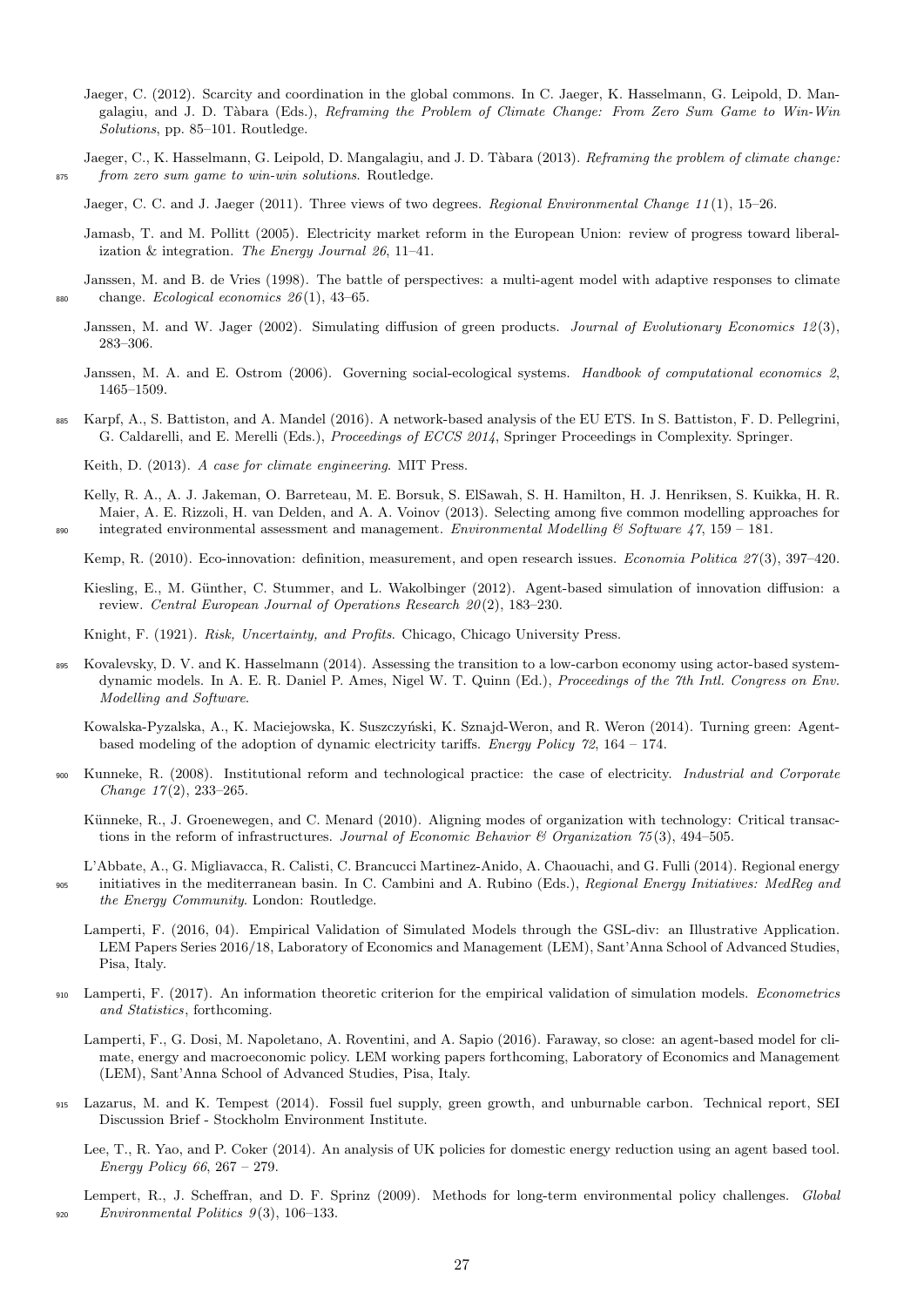Jaeger, C. (2012). Scarcity and coordination in the global commons. In C. Jaeger, K. Hasselmann, G. Leipold, D. Mangalagiu, and J. D. Tàbara (Eds.), *Reframing the Problem of Climate Change: From Zero Sum Game to Win-Win Solutions*, pp. 85–101. Routledge.

Jaeger, C., K. Hasselmann, G. Leipold, D. Mangalagiu, and J. D. Tàbara (2013). *Reframing the problem of climate change: from zero sum game to win-win solutions*. Routledge.

Jaeger, C. C. and J. Jaeger (2011). Three views of two degrees. *Regional Environmental Change 11*(1), 15–26.

Jamasb, T. and M. Pollitt (2005). Electricity market reform in the European Union: review of progress toward liberalization & integration. *The Energy Journal 26*, 11–41.

Janssen, M. and B. de Vries (1998). The battle of perspectives: a multi-agent model with adaptive responses to climate change. *Ecological economics 26*(1), 43–65.

Janssen, M. and W. Jager (2002). Simulating diffusion of green products. *Journal of Evolutionary Economics 12*(3), 283–306.

Janssen, M. A. and E. Ostrom (2006). Governing social-ecological systems. *Handbook of computational economics 2*, 1465–1509.

Karpf, A., S. Battiston, and A. Mandel (2016). A network-based analysis of the EU ETS. In S. Battiston, F. D. Pellegrini, G. Caldarelli, and E. Merelli (Eds.), *Proceedings of ECCS 2014*, Springer Proceedings in Complexity. Springer.

Keith, D. (2013). *A case for climate engineering*. MIT Press.

Kelly, R. A., A. J. Jakeman, O. Barreteau, M. E. Borsuk, S. ElSawah, S. H. Hamilton, H. J. Henriksen, S. Kuikka, H. R. Maier, A. E. Rizzoli, H. van Delden, and A. A. Voinov (2013). Selecting among five common modelling approaches for integrated environmental assessment and management. *Environmental Modelling & Software 47*, 159 – 181.

Kemp, R. (2010). Eco-innovation: definition, measurement, and open research issues. *Economia Politica 27*(3), 397–420.

Kiesling, E., M. Günther, C. Stummer, and L. Wakolbinger (2012). Agent-based simulation of innovation diffusion: a review. *Central European Journal of Operations Research 20*(2), 183–230.

Knight, F. (1921). *Risk, Uncertainty, and Profits*. Chicago, Chicago University Press.

Kovalevsky, D. V. and K. Hasselmann (2014). Assessing the transition to a low-carbon economy using actor-based system-dynamic models. In A. E. R. Daniel P. Ames, Nigel W. T. Quinn (Ed.), *Proceedings of the 7th Intl. Congress on Env. Modelling and Software*.

Kowalska-Pyzalska, A., K. Maciejowska, K. Suszczyński, K. Sznajd-Weron, and R. Weron (2014). Turning green: Agent-based modeling of the adoption of dynamic electricity tariffs. *Energy Policy 72*, 164 – 174.

Kunneke, R. (2008). Institutional reform and technological practice: the case of electricity. *Industrial and Corporate Change 17*(2), 233–265.

Künneke, R., J. Groenewegen, and C. Menard (2010). Aligning modes of organization with technology: Critical transactions in the reform of infrastructures. *Journal of Economic Behavior & Organization 75*(3), 494–505.

L'Abbate, A., G. Migliavacca, R. Calisti, C. Brancucci Martinez-Anido, A. Chaouachi, and G. Fulli (2014). Regional energy initiatives in the mediterranean basin. In C. Cambini and A. Rubino (Eds.), *Regional Energy Initiatives: MedReg and the Energy Community*. London: Routledge.

Lamperti, F. (2016, 04). Empirical Validation of Simulated Models through the GSL-div: an Illustrative Application. LEM Papers Series 2016/18, Laboratory of Economics and Management (LEM), Sant'Anna School of Advanced Studies, Pisa, Italy.

Lamperti, F. (2017). An information theoretic criterion for the empirical validation of simulation models. *Econometrics and Statistics*, forthcoming.

Lamperti, F., G. Dosi, M. Napoletano, A. Roventini, and A. Sapio (2016). Faraway, so close: an agent-based model for climate, energy and macroeconomic policy. LEM working papers forthcoming, Laboratory of Economics and Management (LEM), Sant'Anna School of Advanced Studies, Pisa, Italy.

Lazarus, M. and K. Tempest (2014). Fossil fuel supply, green growth, and unburnable carbon. Technical report, SEI Discussion Brief - Stockholm Environment Institute.

Lee, T., R. Yao, and P. Coker (2014). An analysis of UK policies for domestic energy reduction using an agent based tool. *Energy Policy 66*, 267 – 279.

Lempert, R., J. Scheffran, and D. F. Sprinz (2009). Methods for long-term environmental policy challenges. *Global Environmental Politics 9*(3), 106–133.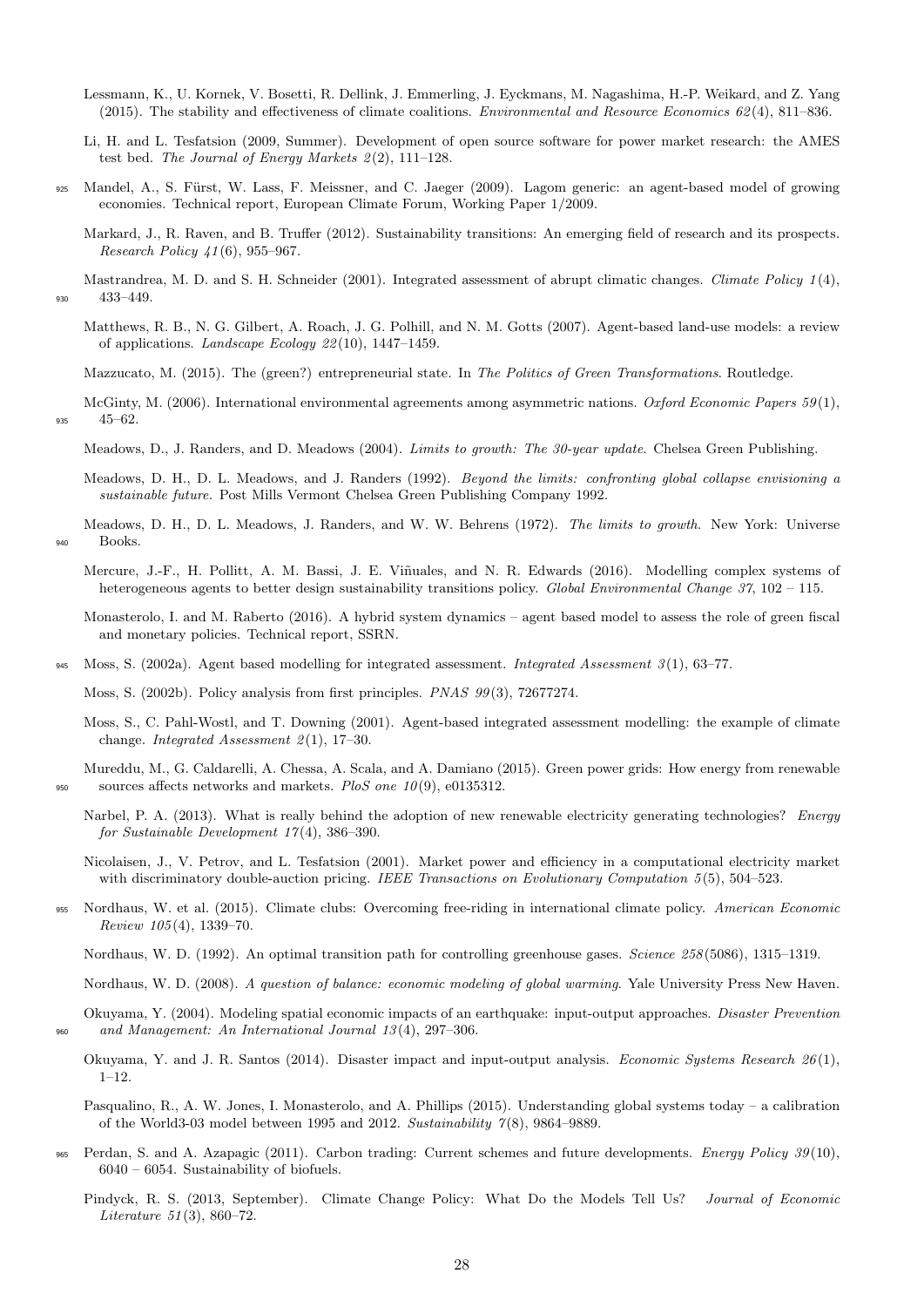Lessmann, K., U. Kornek, V. Bosetti, R. Dellink, J. Emmerling, J. Eyckmans, M. Nagashima, H.-P. Weikard, and Z. Yang (2015). The stability and effectiveness of climate coalitions. *Environmental and Resource Economics 62*(4), 811–836.

Li, H. and L. Tesfatsion (2009, Summer). Development of open source software for power market research: the AMES test bed. *The Journal of Energy Markets 2*(2), 111–128.

Mandel, A., S. Fürst, W. Lass, F. Meissner, and C. Jaeger (2009). Lagom generic: an agent-based model of growing economies. Technical report, European Climate Forum, Working Paper 1/2009.

Markard, J., R. Raven, and B. Truffer (2012). Sustainability transitions: An emerging field of research and its prospects. *Research Policy 41*(6), 955–967.

Mastrandrea, M. D. and S. H. Schneider (2001). Integrated assessment of abrupt climatic changes. *Climate Policy 1*(4), 433–449.

Matthews, R. B., N. G. Gilbert, A. Roach, J. G. Polhill, and N. M. Gotts (2007). Agent-based land-use models: a review of applications. *Landscape Ecology 22*(10), 1447–1459.

Mazzucato, M. (2015). The (green?) entrepreneurial state. In *The Politics of Green Transformations*. Routledge.

McGinty, M. (2006). International environmental agreements among asymmetric nations. *Oxford Economic Papers 59*(1), 45–62.

Meadows, D., J. Randers, and D. Meadows (2004). *Limits to growth: The 30-year update*. Chelsea Green Publishing.

Meadows, D. H., D. L. Meadows, and J. Randers (1992). *Beyond the limits: confronting global collapse envisioning a sustainable future*. Post Mills Vermont Chelsea Green Publishing Company 1992.

Meadows, D. H., D. L. Meadows, J. Randers, and W. W. Behrens (1972). *The limits to growth*. New York: Universe Books.

Mercure, J.-F., H. Pollitt, A. M. Bassi, J. E. Viñuales, and N. R. Edwards (2016). Modelling complex systems of heterogeneous agents to better design sustainability transitions policy. *Global Environmental Change 37*, 102 – 115.

Monasterolo, I. and M. Raberto (2016). A hybrid system dynamics – agent based model to assess the role of green fiscal and monetary policies. Technical report, SSRN.

Moss, S. (2002a). Agent based modelling for integrated assessment. *Integrated Assessment 3*(1), 63–77.

Moss, S. (2002b). Policy analysis from first principles. *PNAS 99*(3), 72677274.

Moss, S., C. Pahl-Wostl, and T. Downing (2001). Agent-based integrated assessment modelling: the example of climate change. *Integrated Assessment 2*(1), 17–30.

Mureddu, M., G. Caldarelli, A. Chessa, A. Scala, and A. Damiano (2015). Green power grids: How energy from renewable sources affects networks and markets. *PloS one 10*(9), e0135312.

Narbel, P. A. (2013). What is really behind the adoption of new renewable electricity generating technologies? *Energy for Sustainable Development 17*(4), 386–390.

Nicolaisen, J., V. Petrov, and L. Tesfatsion (2001). Market power and efficiency in a computational electricity market with discriminatory double-auction pricing. *IEEE Transactions on Evolutionary Computation 5*(5), 504–523.

Nordhaus, W. et al. (2015). Climate clubs: Overcoming free-riding in international climate policy. *American Economic Review 105*(4), 1339–70.

Nordhaus, W. D. (1992). An optimal transition path for controlling greenhouse gases. *Science 258*(5086), 1315–1319.

Nordhaus, W. D. (2008). *A question of balance: economic modeling of global warming*. Yale University Press New Haven.

Okuyama, Y. (2004). Modeling spatial economic impacts of an earthquake: input-output approaches. *Disaster Prevention and Management: An International Journal 13*(4), 297–306.

Okuyama, Y. and J. R. Santos (2014). Disaster impact and input-output analysis. *Economic Systems Research 26*(1), 1–12.

Pasqualino, R., A. W. Jones, I. Monasterolo, and A. Phillips (2015). Understanding global systems today – a calibration of the World3-03 model between 1995 and 2012. *Sustainability 7*(8), 9864–9889.

Perdan, S. and A. Azapagic (2011). Carbon trading: Current schemes and future developments. *Energy Policy 39*(10), 6040 – 6054. Sustainability of biofuels.

Pindyck, R. S. (2013, September). Climate Change Policy: What Do the Models Tell Us? *Journal of Economic Literature 51*(3), 860–72.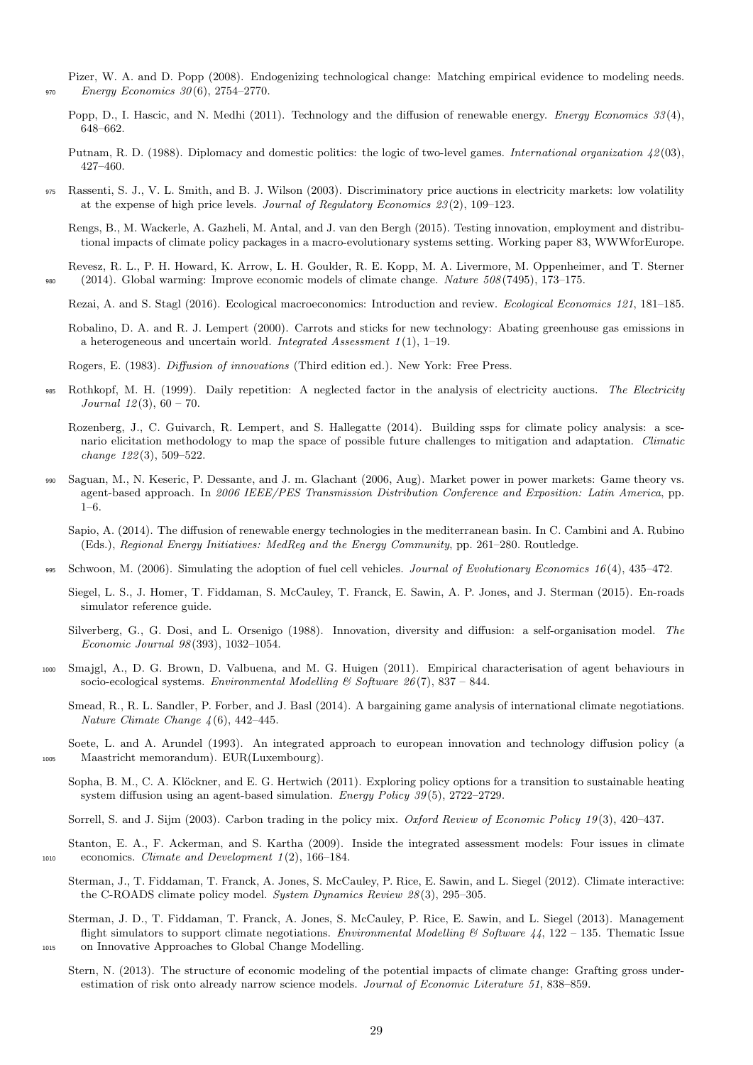Pizer, W. A. and D. Popp (2008). Endogenizing technological change: Matching empirical evidence to modeling needs. *Energy Economics 30*(6), 2754–2770.

Popp, D., I. Hascic, and N. Medhi (2011). Technology and the diffusion of renewable energy. *Energy Economics 33*(4), 648–662.

Putnam, R. D. (1988). Diplomacy and domestic politics: the logic of two-level games. *International organization 42*(03), 427–460.

Rassenti, S. J., V. L. Smith, and B. J. Wilson (2003). Discriminatory price auctions in electricity markets: low volatility at the expense of high price levels. *Journal of Regulatory Economics 23*(2), 109–123.

Rengs, B., M. Wackerle, A. Gazheli, M. Antal, and J. van den Bergh (2015). Testing innovation, employment and distributional impacts of climate policy packages in a macro-evolutionary systems setting. Working paper 83, WWWforEurope.

Revesz, R. L., P. H. Howard, K. Arrow, L. H. Goulder, R. E. Kopp, M. A. Livermore, M. Oppenheimer, and T. Sterner (2014). Global warming: Improve economic models of climate change. *Nature 508*(7495), 173–175.

Rezai, A. and S. Stagl (2016). Ecological macroeconomics: Introduction and review. *Ecological Economics 121*, 181–185.

Robalino, D. A. and R. J. Lempert (2000). Carrots and sticks for new technology: Abating greenhouse gas emissions in a heterogeneous and uncertain world. *Integrated Assessment 1*(1), 1–19.

Rogers, E. (1983). *Diffusion of innovations* (Third edition ed.). New York: Free Press.

Rothkopf, M. H. (1999). Daily repetition: A neglected factor in the analysis of electricity auctions. *The Electricity Journal 12*(3), 60 – 70.

Rozenberg, J., C. Guivarch, R. Lempert, and S. Hallegatte (2014). Building ssps for climate policy analysis: a scenario elicitation methodology to map the space of possible future challenges to mitigation and adaptation. *Climatic change 122*(3), 509–522.

Saguan, M., N. Keseric, P. Dessante, and J. m. Glachant (2006, Aug). Market power in power markets: Game theory vs. agent-based approach. In *2006 IEEE/PES Transmission Distribution Conference and Exposition: Latin America*, pp. 1–6.

Sapio, A. (2014). The diffusion of renewable energy technologies in the mediterranean basin. In C. Cambini and A. Rubino (Eds.), *Regional Energy Initiatives: MedReg and the Energy Community*, pp. 261–280. Routledge.

Schwoon, M. (2006). Simulating the adoption of fuel cell vehicles. *Journal of Evolutionary Economics 16*(4), 435–472.

Siegel, L. S., J. Homer, T. Fiddaman, S. McCauley, T. Franck, E. Sawin, A. P. Jones, and J. Sterman (2015). En-roads simulator reference guide.

Silverberg, G., G. Dosi, and L. Orsenigo (1988). Innovation, diversity and diffusion: a self-organisation model. *The Economic Journal 98*(393), 1032–1054.

Smajgl, A., D. G. Brown, D. Valbuena, and M. G. Huigen (2011). Empirical characterisation of agent behaviours in socio-ecological systems. *Environmental Modelling & Software 26*(7), 837 – 844.

Smead, R., R. L. Sandler, P. Forber, and J. Basl (2014). A bargaining game analysis of international climate negotiations. *Nature Climate Change 4*(6), 442–445.

Soete, L. and A. Arundel (1993). An integrated approach to european innovation and technology diffusion policy (a Maastricht memorandum). EUR(Luxembourg).

Sopha, B. M., C. A. Klöckner, and E. G. Hertwich (2011). Exploring policy options for a transition to sustainable heating system diffusion using an agent-based simulation. *Energy Policy 39*(5), 2722–2729.

Sorrell, S. and J. Sijm (2003). Carbon trading in the policy mix. *Oxford Review of Economic Policy 19*(3), 420–437.

Stanton, E. A., F. Ackerman, and S. Kartha (2009). Inside the integrated assessment models: Four issues in climate economics. *Climate and Development 1*(2), 166–184.

Sterman, J., T. Fiddaman, T. Franck, A. Jones, S. McCauley, P. Rice, E. Sawin, and L. Siegel (2012). Climate interactive: the C-ROADS climate policy model. *System Dynamics Review 28*(3), 295–305.

Sterman, J. D., T. Fiddaman, T. Franck, A. Jones, S. McCauley, P. Rice, E. Sawin, and L. Siegel (2013). Management flight simulators to support climate negotiations. *Environmental Modelling & Software 44*, 122 – 135. Thematic Issue on Innovative Approaches to Global Change Modelling.

Stern, N. (2013). The structure of economic modeling of the potential impacts of climate change: Grafting gross underestimation of risk onto already narrow science models. *Journal of Economic Literature 51*, 838–859.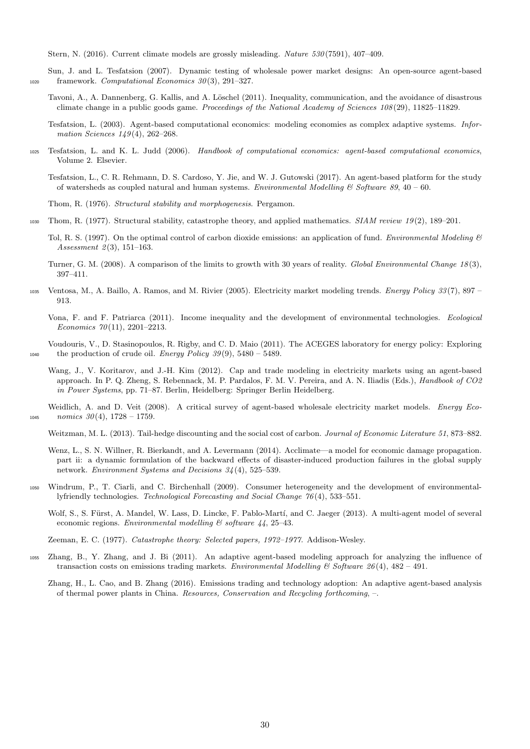Stern, N. (2016). Current climate models are grossly misleading. *Nature 530*(7591), 407–409.

Sun, J. and L. Tesfatsion (2007). Dynamic testing of wholesale power market designs: An open-source agent-based framework. *Computational Economics 30*(3), 291–327.

Tavoni, A., A. Dannenberg, G. Kallis, and A. Löschel (2011). Inequality, communication, and the avoidance of disastrous climate change in a public goods game. *Proceedings of the National Academy of Sciences 108*(29), 11825–11829.

Tesfatsion, L. (2003). Agent-based computational economics: modeling economies as complex adaptive systems. *Information Sciences 149*(4), 262–268.

Tesfatsion, L. and K. L. Judd (2006). *Handbook of computational economics: agent-based computational economics*, Volume 2. Elsevier.

Tesfatsion, L., C. R. Rehmann, D. S. Cardoso, Y. Jie, and W. J. Gutowski (2017). An agent-based platform for the study of watersheds as coupled natural and human systems. *Environmental Modelling & Software 89*, 40 – 60.

Thom, R. (1976). *Structural stability and morphogenesis*. Pergamon.

Thom, R. (1977). Structural stability, catastrophe theory, and applied mathematics. *SIAM review 19*(2), 189–201.

Tol, R. S. (1997). On the optimal control of carbon dioxide emissions: an application of fund. *Environmental Modeling & Assessment 2*(3), 151–163.

Turner, G. M. (2008). A comparison of the limits to growth with 30 years of reality. *Global Environmental Change 18*(3), 397–411.

Ventosa, M., A. Baillo, A. Ramos, and M. Rivier (2005). Electricity market modeling trends. *Energy Policy 33*(7), 897 – 913.

Vona, F. and F. Patriarca (2011). Income inequality and the development of environmental technologies. *Ecological Economics 70*(11), 2201–2213.

Voudouris, V., D. Stasinopoulos, R. Rigby, and C. D. Maio (2011). The ACEGES laboratory for energy policy: Exploring the production of crude oil. *Energy Policy 39*(9), 5480 – 5489.

Wang, J., V. Koritarov, and J.-H. Kim (2012). Cap and trade modeling in electricity markets using an agent-based approach. In P. Q. Zheng, S. Rebennack, M. P. Pardalos, F. M. V. Pereira, and A. N. Iliadis (Eds.), *Handbook of CO2 in Power Systems*, pp. 71–87. Berlin, Heidelberg: Springer Berlin Heidelberg.

Weidlich, A. and D. Veit (2008). A critical survey of agent-based wholesale electricity market models. *Energy Economics 30*(4), 1728 – 1759.

Weitzman, M. L. (2013). Tail-hedge discounting and the social cost of carbon. *Journal of Economic Literature 51*, 873–882.

Wenz, L., S. N. Willner, R. Bierkandt, and A. Levermann (2014). Acclimate—a model for economic damage propagation. part ii: a dynamic formulation of the backward effects of disaster-induced production failures in the global supply network. *Environment Systems and Decisions 34*(4), 525–539.

Windrum, P., T. Ciarli, and C. Birchenhall (2009). Consumer heterogeneity and the development of environmentallyfriendly technologies. *Technological Forecasting and Social Change 76*(4), 533–551.

Wolf, S., S. Fürst, A. Mandel, W. Lass, D. Lincke, F. Pablo-Martí, and C. Jaeger (2013). A multi-agent model of several economic regions. *Environmental modelling & software 44*, 25–43.

Zeeman, E. C. (1977). *Catastrophe theory: Selected papers, 1972–1977*. Addison-Wesley.

Zhang, B., Y. Zhang, and J. Bi (2011). An adaptive agent-based modeling approach for analyzing the influence of transaction costs on emissions trading markets. *Environmental Modelling & Software 26*(4), 482 – 491.

Zhang, H., L. Cao, and B. Zhang (2016). Emissions trading and technology adoption: An adaptive agent-based analysis of thermal power plants in China. *Resources, Conservation and Recycling forthcoming*, –.